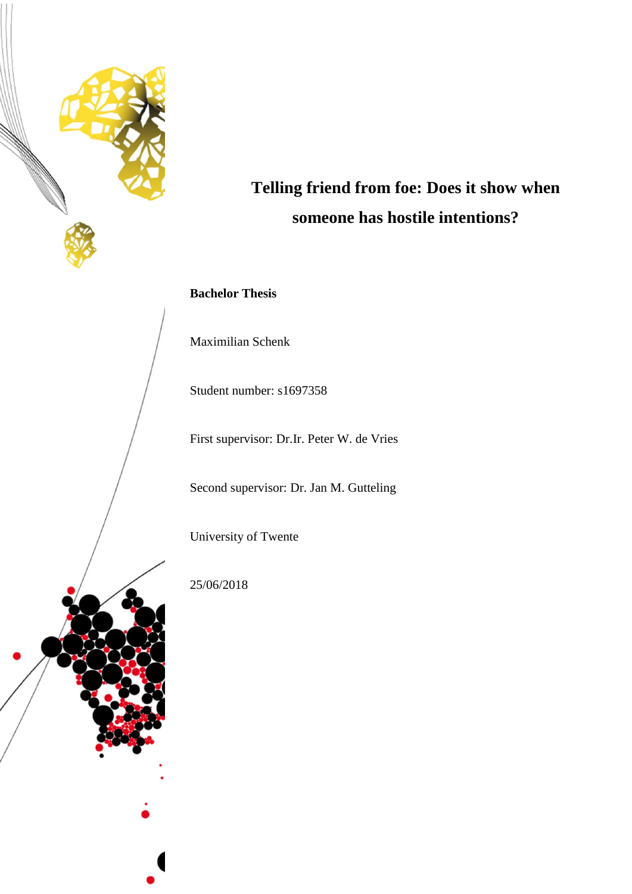# Telling friend from foe: Does it show when someone has hostile intentions?

**Bachelor Thesis**

Maximilian Schenk

Student number: s1697358

First supervisor: Dr.Ir. Peter W. de Vries

Second supervisor: Dr. Jan M. Gutteling

University of Twente

25/06/2018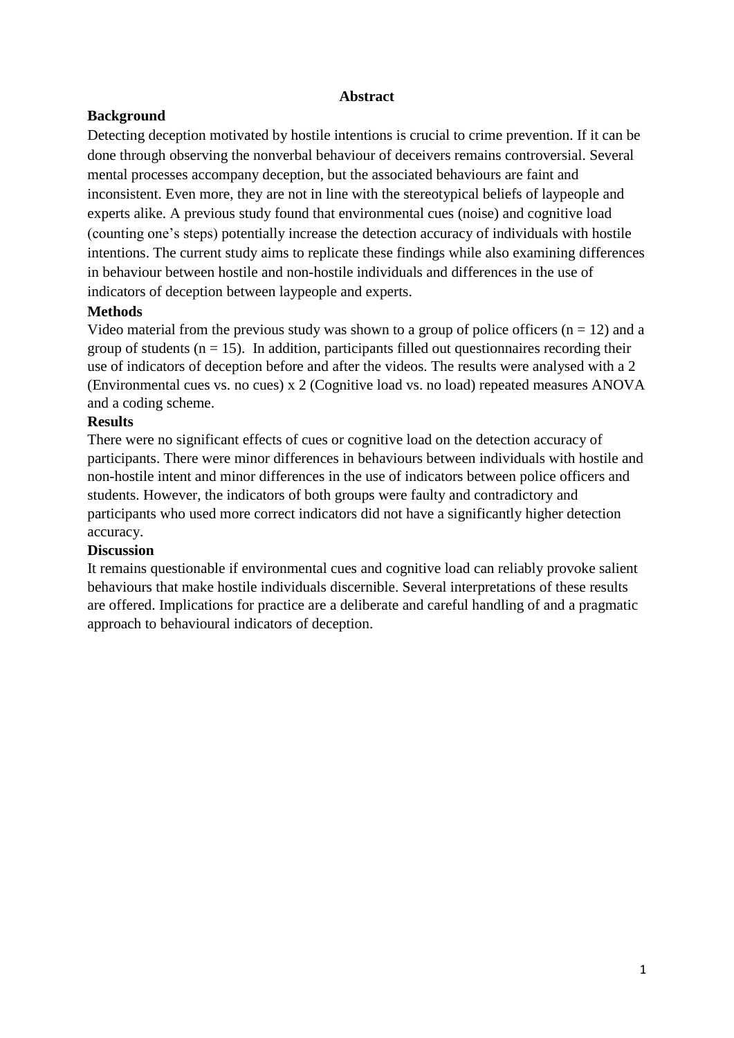# Abstract

## Background

Detecting deception motivated by hostile intentions is crucial to crime prevention. If it can be done through observing the nonverbal behaviour of deceivers remains controversial. Several mental processes accompany deception, but the associated behaviours are faint and inconsistent. Even more, they are not in line with the stereotypical beliefs of laypeople and experts alike. A previous study found that environmental cues (noise) and cognitive load (counting one's steps) potentially increase the detection accuracy of individuals with hostile intentions. The current study aims to replicate these findings while also examining differences in behaviour between hostile and non-hostile individuals and differences in the use of indicators of deception between laypeople and experts.

## Methods

Video material from the previous study was shown to a group of police officers ($n = 12$) and a group of students ($n = 15$). In addition, participants filled out questionnaires recording their use of indicators of deception before and after the videos. The results were analysed with a 2 (Environmental cues vs. no cues) x 2 (Cognitive load vs. no load) repeated measures ANOVA and a coding scheme.

## Results

There were no significant effects of cues or cognitive load on the detection accuracy of participants. There were minor differences in behaviours between individuals with hostile and non-hostile intent and minor differences in the use of indicators between police officers and students. However, the indicators of both groups were faulty and contradictory and participants who used more correct indicators did not have a significantly higher detection accuracy.

## Discussion

It remains questionable if environmental cues and cognitive load can reliably provoke salient behaviours that make hostile individuals discernible. Several interpretations of these results are offered. Implications for practice are a deliberate and careful handling of and a pragmatic approach to behavioural indicators of deception.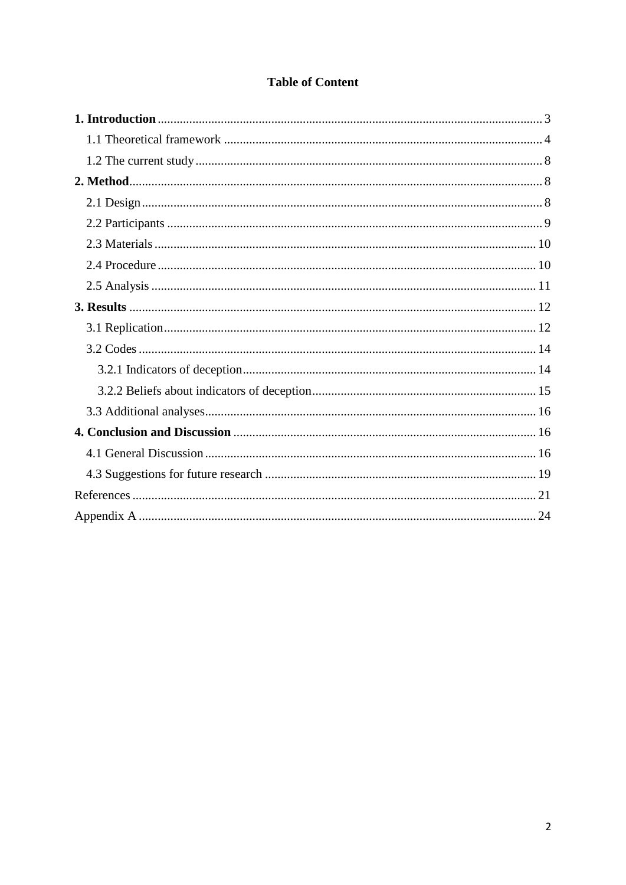# Table of Content

**1. Introduction** ........................................................................................................................ 3

1.1 Theoretical framework ................................................................................................... 4

1.2 The current study ............................................................................................................ 8

**2. Method** ................................................................................................................................ 8

2.1 Design ............................................................................................................................ 8

2.2 Participants ..................................................................................................................... 9

2.3 Materials ....................................................................................................................... 10

2.4 Procedure ...................................................................................................................... 10

2.5 Analysis ........................................................................................................................ 11

**3. Results** ............................................................................................................................... 12

3.1 Replication .................................................................................................................... 12

3.2 Codes ............................................................................................................................ 14

3.2.1 Indicators of deception ........................................................................................... 14

3.2.2 Beliefs about indicators of deception ...................................................................... 15

3.3 Additional analyses ....................................................................................................... 16

**4. Conclusion and Discussion** .............................................................................................. 16

4.1 General Discussion ....................................................................................................... 16

4.3 Suggestions for future research ..................................................................................... 19

References ............................................................................................................................. 21

Appendix A ........................................................................................................................... 24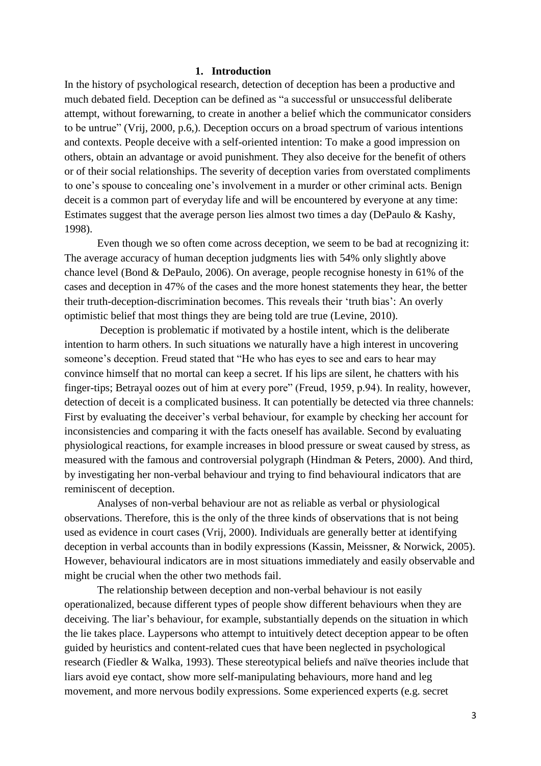## 1. Introduction

In the history of psychological research, detection of deception has been a productive and much debated field. Deception can be defined as "a successful or unsuccessful deliberate attempt, without forewarning, to create in another a belief which the communicator considers to be untrue" (Vrij, 2000, p.6,). Deception occurs on a broad spectrum of various intentions and contexts. People deceive with a self-oriented intention: To make a good impression on others, obtain an advantage or avoid punishment. They also deceive for the benefit of others or of their social relationships. The severity of deception varies from overstated compliments to one's spouse to concealing one's involvement in a murder or other criminal acts. Benign deceit is a common part of everyday life and will be encountered by everyone at any time: Estimates suggest that the average person lies almost two times a day (DePaulo & Kashy, 1998).

Even though we so often come across deception, we seem to be bad at recognizing it: The average accuracy of human deception judgments lies with 54% only slightly above chance level (Bond & DePaulo, 2006). On average, people recognise honesty in 61% of the cases and deception in 47% of the cases and the more honest statements they hear, the better their truth-deception-discrimination becomes. This reveals their 'truth bias': An overly optimistic belief that most things they are being told are true (Levine, 2010).

Deception is problematic if motivated by a hostile intent, which is the deliberate intention to harm others. In such situations we naturally have a high interest in uncovering someone's deception. Freud stated that "He who has eyes to see and ears to hear may convince himself that no mortal can keep a secret. If his lips are silent, he chatters with his finger-tips; Betrayal oozes out of him at every pore" (Freud, 1959, p.94). In reality, however, detection of deceit is a complicated business. It can potentially be detected via three channels: First by evaluating the deceiver's verbal behaviour, for example by checking her account for inconsistencies and comparing it with the facts oneself has available. Second by evaluating physiological reactions, for example increases in blood pressure or sweat caused by stress, as measured with the famous and controversial polygraph (Hindman & Peters, 2000). And third, by investigating her non-verbal behaviour and trying to find behavioural indicators that are reminiscent of deception.

Analyses of non-verbal behaviour are not as reliable as verbal or physiological observations. Therefore, this is the only of the three kinds of observations that is not being used as evidence in court cases (Vrij, 2000). Individuals are generally better at identifying deception in verbal accounts than in bodily expressions (Kassin, Meissner, & Norwick, 2005). However, behavioural indicators are in most situations immediately and easily observable and might be crucial when the other two methods fail.

The relationship between deception and non-verbal behaviour is not easily operationalized, because different types of people show different behaviours when they are deceiving. The liar's behaviour, for example, substantially depends on the situation in which the lie takes place. Laypersons who attempt to intuitively detect deception appear to be often guided by heuristics and content-related cues that have been neglected in psychological research (Fiedler & Walka, 1993). These stereotypical beliefs and naïve theories include that liars avoid eye contact, show more self-manipulating behaviours, more hand and leg movement, and more nervous bodily expressions. Some experienced experts (e.g. secret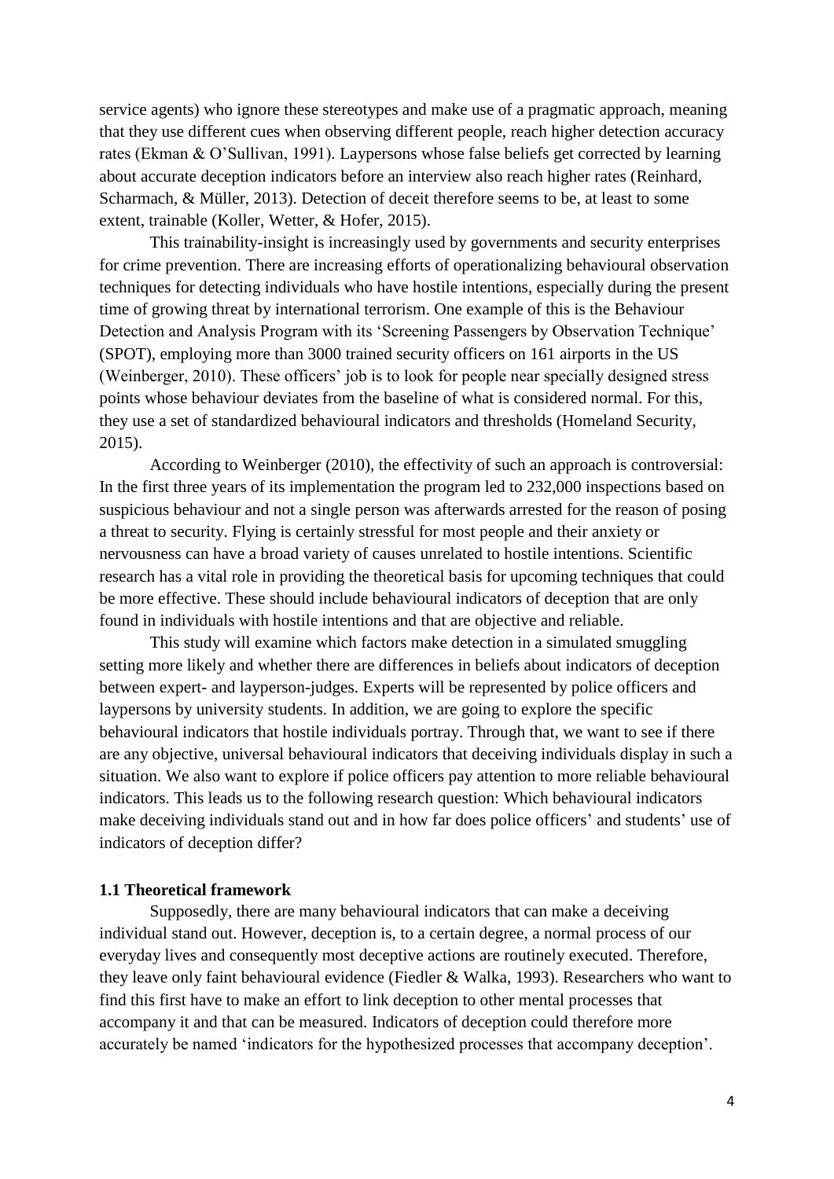service agents) who ignore these stereotypes and make use of a pragmatic approach, meaning that they use different cues when observing different people, reach higher detection accuracy rates (Ekman & O'Sullivan, 1991). Laypersons whose false beliefs get corrected by learning about accurate deception indicators before an interview also reach higher rates (Reinhard, Scharmach, & Müller, 2013). Detection of deceit therefore seems to be, at least to some extent, trainable (Koller, Wetter, & Hofer, 2015).

This trainability-insight is increasingly used by governments and security enterprises for crime prevention. There are increasing efforts of operationalizing behavioural observation techniques for detecting individuals who have hostile intentions, especially during the present time of growing threat by international terrorism. One example of this is the Behaviour Detection and Analysis Program with its 'Screening Passengers by Observation Technique' (SPOT), employing more than 3000 trained security officers on 161 airports in the US (Weinberger, 2010). These officers' job is to look for people near specially designed stress points whose behaviour deviates from the baseline of what is considered normal. For this, they use a set of standardized behavioural indicators and thresholds (Homeland Security, 2015).

According to Weinberger (2010), the effectivity of such an approach is controversial: In the first three years of its implementation the program led to 232,000 inspections based on suspicious behaviour and not a single person was afterwards arrested for the reason of posing a threat to security. Flying is certainly stressful for most people and their anxiety or nervousness can have a broad variety of causes unrelated to hostile intentions. Scientific research has a vital role in providing the theoretical basis for upcoming techniques that could be more effective. These should include behavioural indicators of deception that are only found in individuals with hostile intentions and that are objective and reliable.

This study will examine which factors make detection in a simulated smuggling setting more likely and whether there are differences in beliefs about indicators of deception between expert- and layperson-judges. Experts will be represented by police officers and laypersons by university students. In addition, we are going to explore the specific behavioural indicators that hostile individuals portray. Through that, we want to see if there are any objective, universal behavioural indicators that deceiving individuals display in such a situation. We also want to explore if police officers pay attention to more reliable behavioural indicators. This leads us to the following research question: Which behavioural indicators make deceiving individuals stand out and in how far does police officers' and students' use of indicators of deception differ?

### 1.1 Theoretical framework

Supposedly, there are many behavioural indicators that can make a deceiving individual stand out. However, deception is, to a certain degree, a normal process of our everyday lives and consequently most deceptive actions are routinely executed. Therefore, they leave only faint behavioural evidence (Fiedler & Walka, 1993). Researchers who want to find this first have to make an effort to link deception to other mental processes that accompany it and that can be measured. Indicators of deception could therefore more accurately be named 'indicators for the hypothesized processes that accompany deception'.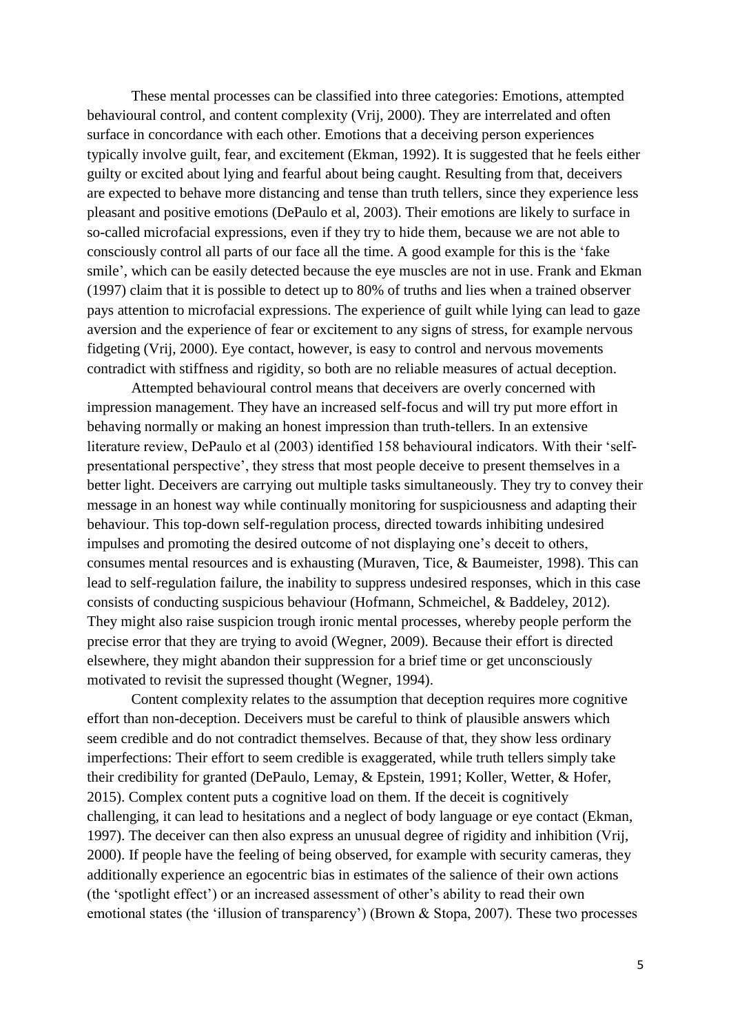These mental processes can be classified into three categories: Emotions, attempted behavioural control, and content complexity (Vrij, 2000). They are interrelated and often surface in concordance with each other. Emotions that a deceiving person experiences typically involve guilt, fear, and excitement (Ekman, 1992). It is suggested that he feels either guilty or excited about lying and fearful about being caught. Resulting from that, deceivers are expected to behave more distancing and tense than truth tellers, since they experience less pleasant and positive emotions (DePaulo et al, 2003). Their emotions are likely to surface in so-called microfacial expressions, even if they try to hide them, because we are not able to consciously control all parts of our face all the time. A good example for this is the 'fake smile', which can be easily detected because the eye muscles are not in use. Frank and Ekman (1997) claim that it is possible to detect up to 80% of truths and lies when a trained observer pays attention to microfacial expressions. The experience of guilt while lying can lead to gaze aversion and the experience of fear or excitement to any signs of stress, for example nervous fidgeting (Vrij, 2000). Eye contact, however, is easy to control and nervous movements contradict with stiffness and rigidity, so both are no reliable measures of actual deception.

Attempted behavioural control means that deceivers are overly concerned with impression management. They have an increased self-focus and will try put more effort in behaving normally or making an honest impression than truth-tellers. In an extensive literature review, DePaulo et al (2003) identified 158 behavioural indicators. With their 'self-presentational perspective', they stress that most people deceive to present themselves in a better light. Deceivers are carrying out multiple tasks simultaneously. They try to convey their message in an honest way while continually monitoring for suspiciousness and adapting their behaviour. This top-down self-regulation process, directed towards inhibiting undesired impulses and promoting the desired outcome of not displaying one's deceit to others, consumes mental resources and is exhausting (Muraven, Tice, & Baumeister, 1998). This can lead to self-regulation failure, the inability to suppress undesired responses, which in this case consists of conducting suspicious behaviour (Hofmann, Schmeichel, & Baddeley, 2012). They might also raise suspicion trough ironic mental processes, whereby people perform the precise error that they are trying to avoid (Wegner, 2009). Because their effort is directed elsewhere, they might abandon their suppression for a brief time or get unconsciously motivated to revisit the supressed thought (Wegner, 1994).

Content complexity relates to the assumption that deception requires more cognitive effort than non-deception. Deceivers must be careful to think of plausible answers which seem credible and do not contradict themselves. Because of that, they show less ordinary imperfections: Their effort to seem credible is exaggerated, while truth tellers simply take their credibility for granted (DePaulo, Lemay, & Epstein, 1991; Koller, Wetter, & Hofer, 2015). Complex content puts a cognitive load on them. If the deceit is cognitively challenging, it can lead to hesitations and a neglect of body language or eye contact (Ekman, 1997). The deceiver can then also express an unusual degree of rigidity and inhibition (Vrij, 2000). If people have the feeling of being observed, for example with security cameras, they additionally experience an egocentric bias in estimates of the salience of their own actions (the 'spotlight effect') or an increased assessment of other's ability to read their own emotional states (the 'illusion of transparency') (Brown & Stopa, 2007). These two processes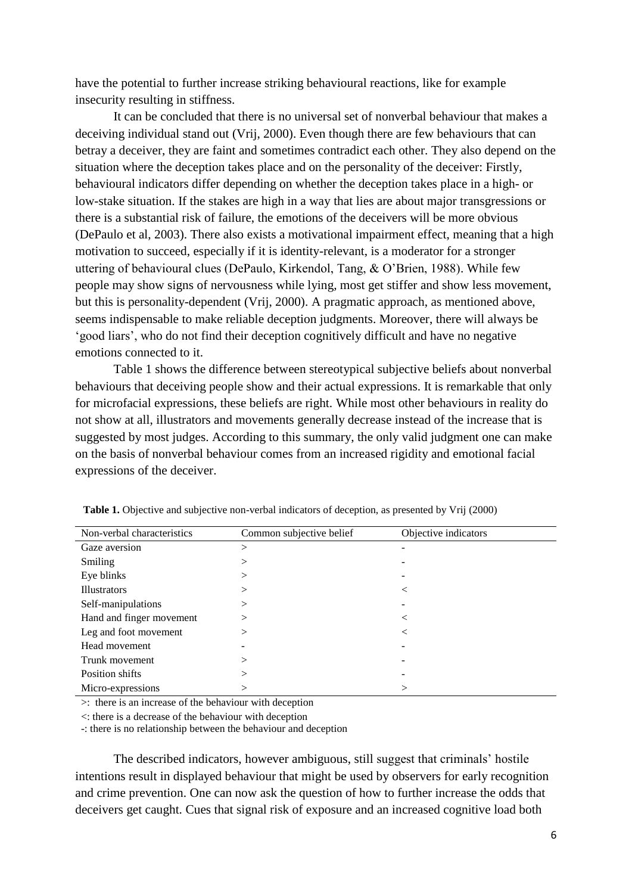have the potential to further increase striking behavioural reactions, like for example insecurity resulting in stiffness.

It can be concluded that there is no universal set of nonverbal behaviour that makes a deceiving individual stand out (Vrij, 2000). Even though there are few behaviours that can betray a deceiver, they are faint and sometimes contradict each other. They also depend on the situation where the deception takes place and on the personality of the deceiver: Firstly, behavioural indicators differ depending on whether the deception takes place in a high- or low-stake situation. If the stakes are high in a way that lies are about major transgressions or there is a substantial risk of failure, the emotions of the deceivers will be more obvious (DePaulo et al, 2003). There also exists a motivational impairment effect, meaning that a high motivation to succeed, especially if it is identity-relevant, is a moderator for a stronger uttering of behavioural clues (DePaulo, Kirkendol, Tang, & O'Brien, 1988). While few people may show signs of nervousness while lying, most get stiffer and show less movement, but this is personality-dependent (Vrij, 2000). A pragmatic approach, as mentioned above, seems indispensable to make reliable deception judgments. Moreover, there will always be 'good liars', who do not find their deception cognitively difficult and have no negative emotions connected to it.

Table 1 shows the difference between stereotypical subjective beliefs about nonverbal behaviours that deceiving people show and their actual expressions. It is remarkable that only for microfacial expressions, these beliefs are right. While most other behaviours in reality do not show at all, illustrators and movements generally decrease instead of the increase that is suggested by most judges. According to this summary, the only valid judgment one can make on the basis of nonverbal behaviour comes from an increased rigidity and emotional facial expressions of the deceiver.

**Table 1.** Objective and subjective non-verbal indicators of deception, as presented by Vrij (2000)

| Non-verbal characteristics | Common subjective belief | Objective indicators |
|---|---|---|
| Gaze aversion | > | - |
| Smiling | > | - |
| Eye blinks | > | - |
| Illustrators | > | < |
| Self-manipulations | > | - |
| Hand and finger movement | > | < |
| Leg and foot movement | > | < |
| Head movement | - | - |
| Trunk movement | > | - |
| Position shifts | > | - |
| Micro-expressions | > | > |

>: there is an increase of the behaviour with deception

<: there is a decrease of the behaviour with deception

-: there is no relationship between the behaviour and deception

The described indicators, however ambiguous, still suggest that criminals' hostile intentions result in displayed behaviour that might be used by observers for early recognition and crime prevention. One can now ask the question of how to further increase the odds that deceivers get caught. Cues that signal risk of exposure and an increased cognitive load both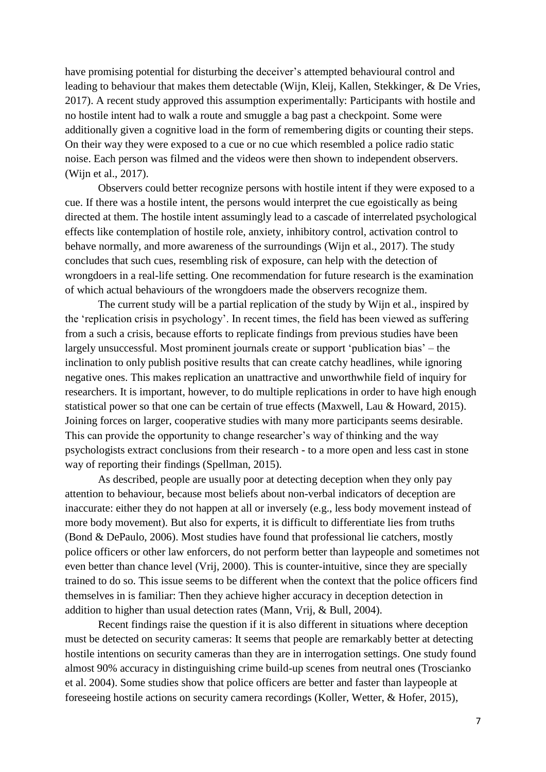have promising potential for disturbing the deceiver's attempted behavioural control and leading to behaviour that makes them detectable (Wijn, Kleij, Kallen, Stekkinger, & De Vries, 2017). A recent study approved this assumption experimentally: Participants with hostile and no hostile intent had to walk a route and smuggle a bag past a checkpoint. Some were additionally given a cognitive load in the form of remembering digits or counting their steps. On their way they were exposed to a cue or no cue which resembled a police radio static noise. Each person was filmed and the videos were then shown to independent observers. (Wijn et al., 2017).

Observers could better recognize persons with hostile intent if they were exposed to a cue. If there was a hostile intent, the persons would interpret the cue egoistically as being directed at them. The hostile intent assumingly lead to a cascade of interrelated psychological effects like contemplation of hostile role, anxiety, inhibitory control, activation control to behave normally, and more awareness of the surroundings (Wijn et al., 2017). The study concludes that such cues, resembling risk of exposure, can help with the detection of wrongdoers in a real-life setting. One recommendation for future research is the examination of which actual behaviours of the wrongdoers made the observers recognize them.

The current study will be a partial replication of the study by Wijn et al., inspired by the 'replication crisis in psychology'. In recent times, the field has been viewed as suffering from a such a crisis, because efforts to replicate findings from previous studies have been largely unsuccessful. Most prominent journals create or support 'publication bias' – the inclination to only publish positive results that can create catchy headlines, while ignoring negative ones. This makes replication an unattractive and unworthwhile field of inquiry for researchers. It is important, however, to do multiple replications in order to have high enough statistical power so that one can be certain of true effects (Maxwell, Lau & Howard, 2015). Joining forces on larger, cooperative studies with many more participants seems desirable. This can provide the opportunity to change researcher's way of thinking and the way psychologists extract conclusions from their research - to a more open and less cast in stone way of reporting their findings (Spellman, 2015).

As described, people are usually poor at detecting deception when they only pay attention to behaviour, because most beliefs about non-verbal indicators of deception are inaccurate: either they do not happen at all or inversely (e.g., less body movement instead of more body movement). But also for experts, it is difficult to differentiate lies from truths (Bond & DePaulo, 2006). Most studies have found that professional lie catchers, mostly police officers or other law enforcers, do not perform better than laypeople and sometimes not even better than chance level (Vrij, 2000). This is counter-intuitive, since they are specially trained to do so. This issue seems to be different when the context that the police officers find themselves in is familiar: Then they achieve higher accuracy in deception detection in addition to higher than usual detection rates (Mann, Vrij, & Bull, 2004).

Recent findings raise the question if it is also different in situations where deception must be detected on security cameras: It seems that people are remarkably better at detecting hostile intentions on security cameras than they are in interrogation settings. One study found almost 90% accuracy in distinguishing crime build-up scenes from neutral ones (Troscianko et al. 2004). Some studies show that police officers are better and faster than laypeople at foreseeing hostile actions on security camera recordings (Koller, Wetter, & Hofer, 2015),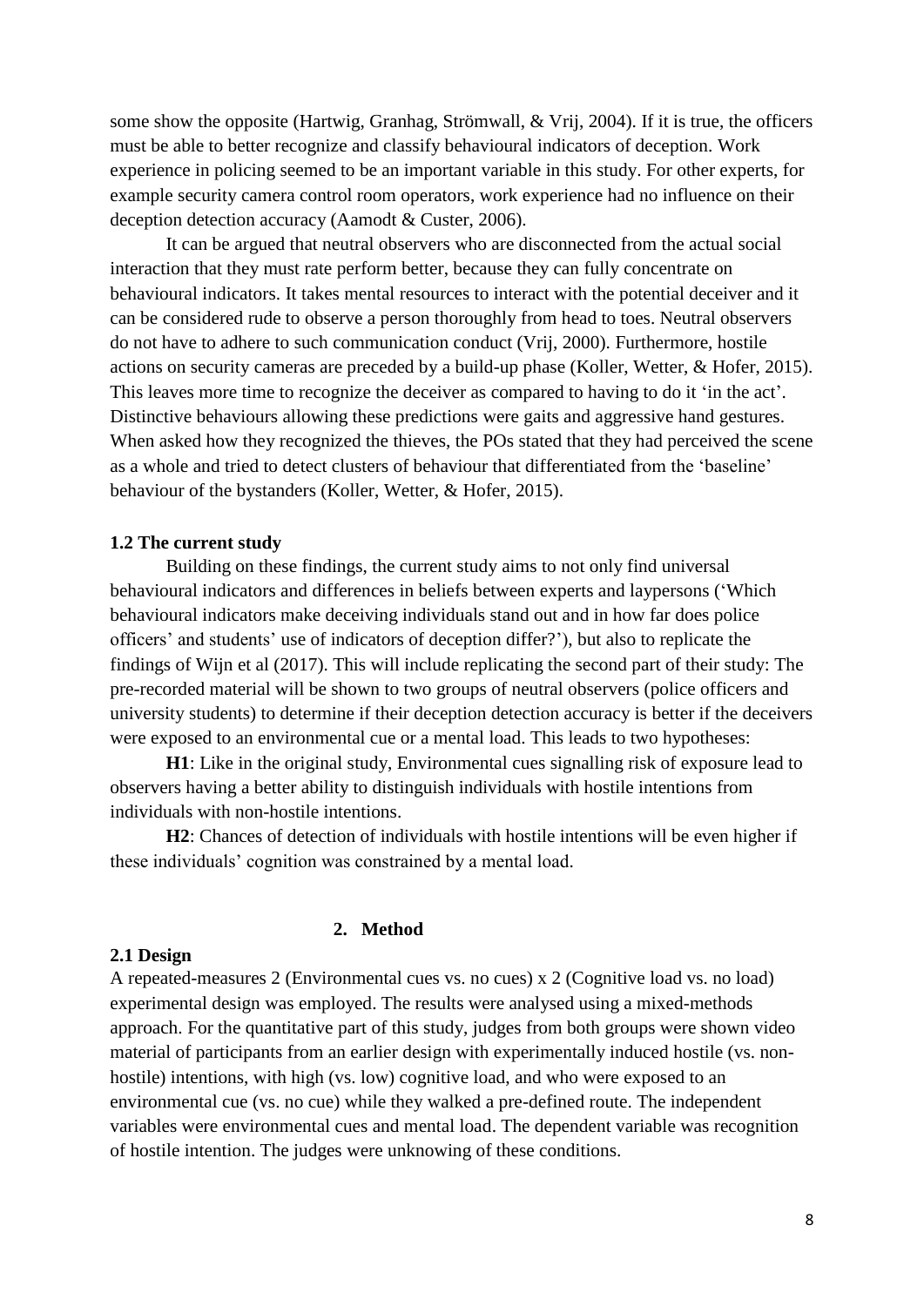some show the opposite (Hartwig, Granhag, Strömwall, & Vrij, 2004). If it is true, the officers must be able to better recognize and classify behavioural indicators of deception. Work experience in policing seemed to be an important variable in this study. For other experts, for example security camera control room operators, work experience had no influence on their deception detection accuracy (Aamodt & Custer, 2006).

It can be argued that neutral observers who are disconnected from the actual social interaction that they must rate perform better, because they can fully concentrate on behavioural indicators. It takes mental resources to interact with the potential deceiver and it can be considered rude to observe a person thoroughly from head to toes. Neutral observers do not have to adhere to such communication conduct (Vrij, 2000). Furthermore, hostile actions on security cameras are preceded by a build-up phase (Koller, Wetter, & Hofer, 2015). This leaves more time to recognize the deceiver as compared to having to do it 'in the act'. Distinctive behaviours allowing these predictions were gaits and aggressive hand gestures. When asked how they recognized the thieves, the POs stated that they had perceived the scene as a whole and tried to detect clusters of behaviour that differentiated from the 'baseline' behaviour of the bystanders (Koller, Wetter, & Hofer, 2015).

### 1.2 The current study

Building on these findings, the current study aims to not only find universal behavioural indicators and differences in beliefs between experts and laypersons ('Which behavioural indicators make deceiving individuals stand out and in how far does police officers' and students' use of indicators of deception differ?'), but also to replicate the findings of Wijn et al (2017). This will include replicating the second part of their study: The pre-recorded material will be shown to two groups of neutral observers (police officers and university students) to determine if their deception detection accuracy is better if the deceivers were exposed to an environmental cue or a mental load. This leads to two hypotheses:

**H1**: Like in the original study, Environmental cues signalling risk of exposure lead to observers having a better ability to distinguish individuals with hostile intentions from individuals with non-hostile intentions.

**H2**: Chances of detection of individuals with hostile intentions will be even higher if these individuals' cognition was constrained by a mental load.

## 2. Method

### 2.1 Design

A repeated-measures 2 (Environmental cues vs. no cues) x 2 (Cognitive load vs. no load) experimental design was employed. The results were analysed using a mixed-methods approach. For the quantitative part of this study, judges from both groups were shown video material of participants from an earlier design with experimentally induced hostile (vs. non-hostile) intentions, with high (vs. low) cognitive load, and who were exposed to an environmental cue (vs. no cue) while they walked a pre-defined route. The independent variables were environmental cues and mental load. The dependent variable was recognition of hostile intention. The judges were unknowing of these conditions.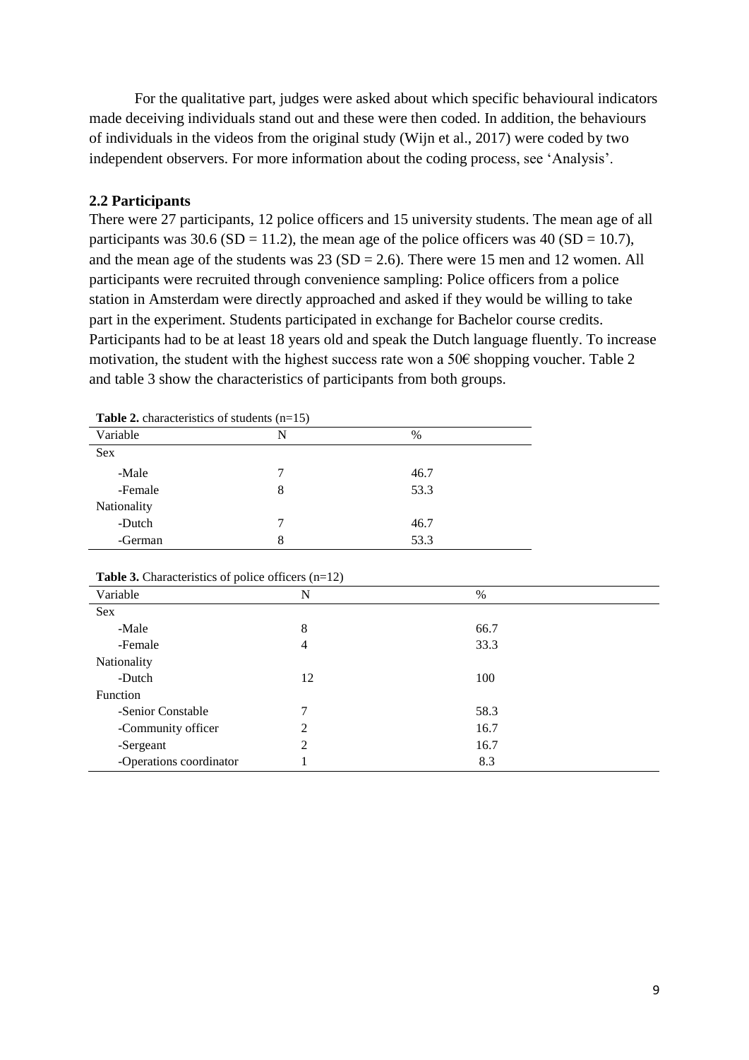For the qualitative part, judges were asked about which specific behavioural indicators made deceiving individuals stand out and these were then coded. In addition, the behaviours of individuals in the videos from the original study (Wijn et al., 2017) were coded by two independent observers. For more information about the coding process, see 'Analysis'.

### 2.2 Participants

There were 27 participants, 12 police officers and 15 university students. The mean age of all participants was 30.6 (SD = 11.2), the mean age of the police officers was 40 (SD = 10.7), and the mean age of the students was 23 (SD = 2.6). There were 15 men and 12 women. All participants were recruited through convenience sampling: Police officers from a police station in Amsterdam were directly approached and asked if they would be willing to take part in the experiment. Students participated in exchange for Bachelor course credits. Participants had to be at least 18 years old and speak the Dutch language fluently. To increase motivation, the student with the highest success rate won a 50€ shopping voucher. Table 2 and table 3 show the characteristics of participants from both groups.

**Table 2.** characteristics of students (n=15)

| Variable | N | % |
|---|---|---|
| Sex | | |
| -Male | 7 | 46.7 |
| -Female | 8 | 53.3 |
| Nationality | | |
| -Dutch | 7 | 46.7 |
| -German | 8 | 53.3 |

**Table 3.** Characteristics of police officers (n=12)

| Variable | N | % |
|---|---|---|
| Sex | | |
| -Male | 8 | 66.7 |
| -Female | 4 | 33.3 |
| Nationality | | |
| -Dutch | 12 | 100 |
| Function | | |
| -Senior Constable | 7 | 58.3 |
| -Community officer | 2 | 16.7 |
| -Sergeant | 2 | 16.7 |
| -Operations coordinator | 1 | 8.3 |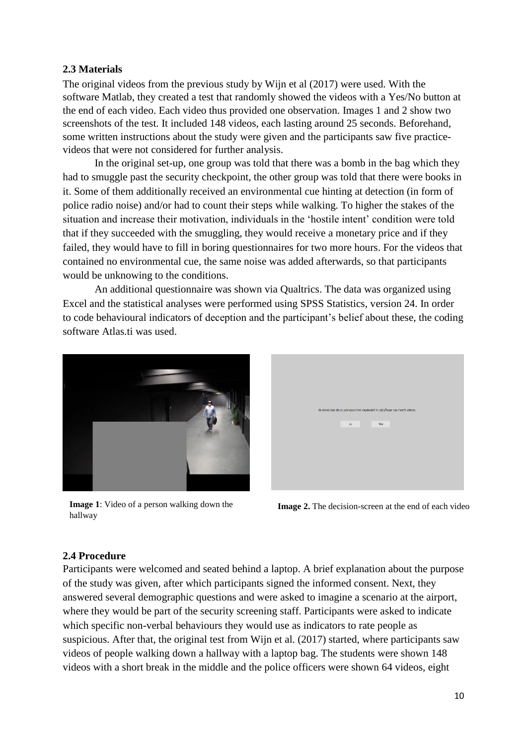## 2.3 Materials

The original videos from the previous study by Wijn et al (2017) were used. With the software Matlab, they created a test that randomly showed the videos with a Yes/No button at the end of each video. Each video thus provided one observation. Images 1 and 2 show two screenshots of the test. It included 148 videos, each lasting around 25 seconds. Beforehand, some written instructions about the study were given and the participants saw five practice-videos that were not considered for further analysis.

In the original set-up, one group was told that there was a bomb in the bag which they had to smuggle past the security checkpoint, the other group was told that there were books in it. Some of them additionally received an environmental cue hinting at detection (in form of police radio noise) and/or had to count their steps while walking. To higher the stakes of the situation and increase their motivation, individuals in the 'hostile intent' condition were told that if they succeeded with the smuggling, they would receive a monetary price and if they failed, they would have to fill in boring questionnaires for two more hours. For the videos that contained no environmental cue, the same noise was added afterwards, so that participants would be unknowing to the conditions.

An additional questionnaire was shown via Qualtrics. The data was organized using Excel and the statistical analyses were performed using SPSS Statistics, version 24. In order to code behavioural indicators of deception and the participant's belief about these, the coding software Atlas.ti was used.

**Image 1**: Video of a person walking down the hallway

Ik denk dat deze persoon het explosief in zijn/haar tas heeft zitten.

Ja

Nee

**Image 2.** The decision-screen at the end of each video

## 2.4 Procedure

Participants were welcomed and seated behind a laptop. A brief explanation about the purpose of the study was given, after which participants signed the informed consent. Next, they answered several demographic questions and were asked to imagine a scenario at the airport, where they would be part of the security screening staff. Participants were asked to indicate which specific non-verbal behaviours they would use as indicators to rate people as suspicious. After that, the original test from Wijn et al. (2017) started, where participants saw videos of people walking down a hallway with a laptop bag. The students were shown 148 videos with a short break in the middle and the police officers were shown 64 videos, eight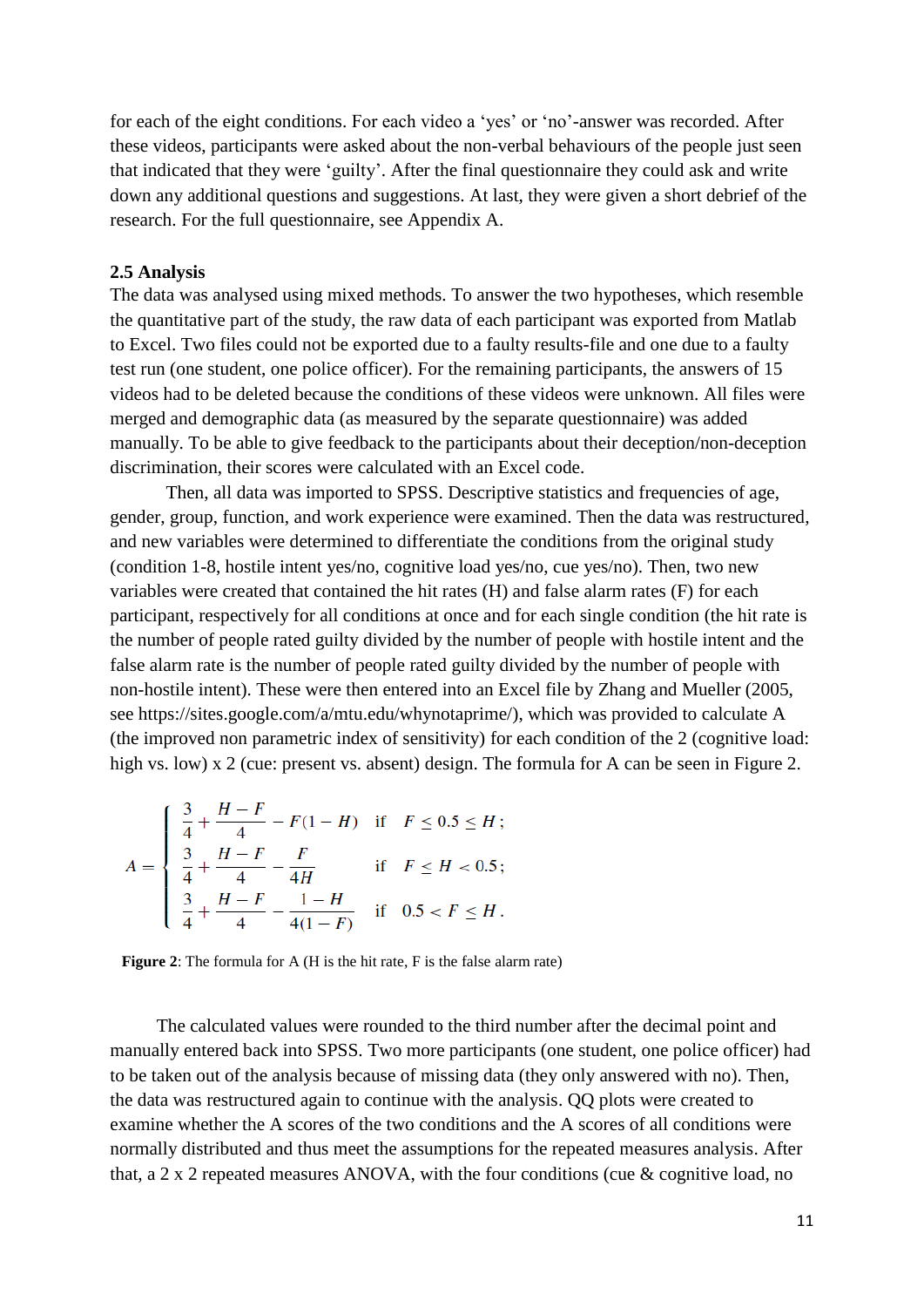for each of the eight conditions. For each video a 'yes' or 'no'-answer was recorded. After these videos, participants were asked about the non-verbal behaviours of the people just seen that indicated that they were 'guilty'. After the final questionnaire they could ask and write down any additional questions and suggestions. At last, they were given a short debrief of the research. For the full questionnaire, see Appendix A.

**2.5 Analysis**

The data was analysed using mixed methods. To answer the two hypotheses, which resemble the quantitative part of the study, the raw data of each participant was exported from Matlab to Excel. Two files could not be exported due to a faulty results-file and one due to a faulty test run (one student, one police officer). For the remaining participants, the answers of 15 videos had to be deleted because the conditions of these videos were unknown. All files were merged and demographic data (as measured by the separate questionnaire) was added manually. To be able to give feedback to the participants about their deception/non-deception discrimination, their scores were calculated with an Excel code.

Then, all data was imported to SPSS. Descriptive statistics and frequencies of age, gender, group, function, and work experience were examined. Then the data was restructured, and new variables were determined to differentiate the conditions from the original study (condition 1-8, hostile intent yes/no, cognitive load yes/no, cue yes/no). Then, two new variables were created that contained the hit rates (H) and false alarm rates (F) for each participant, respectively for all conditions at once and for each single condition (the hit rate is the number of people rated guilty divided by the number of people with hostile intent and the false alarm rate is the number of people rated guilty divided by the number of people with non-hostile intent). These were then entered into an Excel file by Zhang and Mueller (2005, see https://sites.google.com/a/mtu.edu/whynotaprime/), which was provided to calculate A (the improved non parametric index of sensitivity) for each condition of the 2 (cognitive load: high vs. low) x 2 (cue: present vs. absent) design. The formula for A can be seen in Figure 2.

$$
A = \begin{cases} \dfrac{3}{4} + \dfrac{H - F}{4} - F(1 - H) & \text{if} \quad F \leq 0.5 \leq H\,; \\[2ex] \dfrac{3}{4} + \dfrac{H - F}{4} - \dfrac{F}{4H} & \text{if} \quad F \leq H < 0.5\,; \\[2ex] \dfrac{3}{4} + \dfrac{H - F}{4} - \dfrac{1 - H}{4(1 - F)} & \text{if} \quad 0.5 < F \leq H\,. \end{cases}
$$

**Figure 2**: The formula for A (H is the hit rate, F is the false alarm rate)

The calculated values were rounded to the third number after the decimal point and manually entered back into SPSS. Two more participants (one student, one police officer) had to be taken out of the analysis because of missing data (they only answered with no). Then, the data was restructured again to continue with the analysis. QQ plots were created to examine whether the A scores of the two conditions and the A scores of all conditions were normally distributed and thus meet the assumptions for the repeated measures analysis. After that, a 2 x 2 repeated measures ANOVA, with the four conditions (cue & cognitive load, no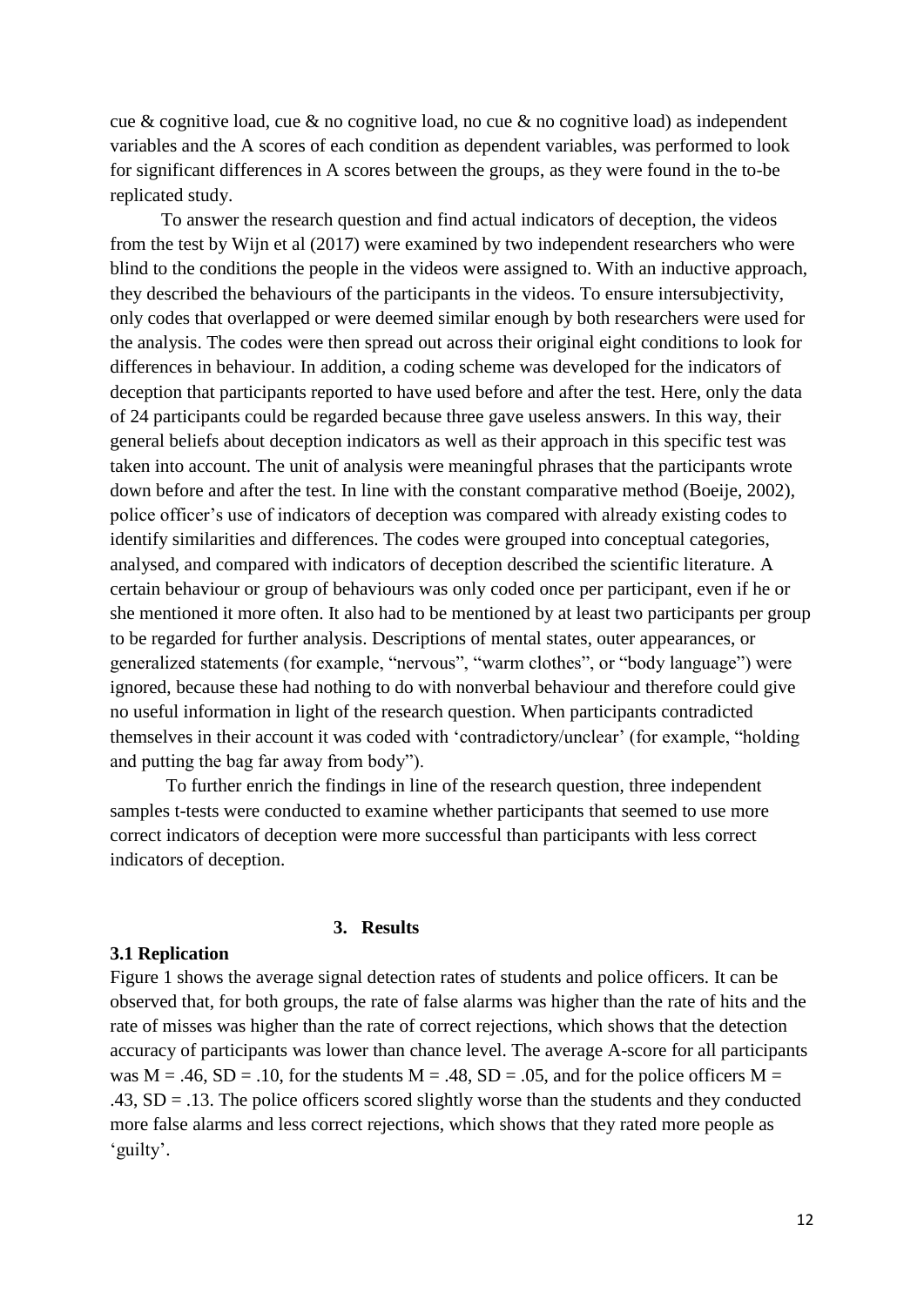cue & cognitive load, cue & no cognitive load, no cue & no cognitive load) as independent variables and the A scores of each condition as dependent variables, was performed to look for significant differences in A scores between the groups, as they were found in the to-be replicated study.

To answer the research question and find actual indicators of deception, the videos from the test by Wijn et al (2017) were examined by two independent researchers who were blind to the conditions the people in the videos were assigned to. With an inductive approach, they described the behaviours of the participants in the videos. To ensure intersubjectivity, only codes that overlapped or were deemed similar enough by both researchers were used for the analysis. The codes were then spread out across their original eight conditions to look for differences in behaviour. In addition, a coding scheme was developed for the indicators of deception that participants reported to have used before and after the test. Here, only the data of 24 participants could be regarded because three gave useless answers. In this way, their general beliefs about deception indicators as well as their approach in this specific test was taken into account. The unit of analysis were meaningful phrases that the participants wrote down before and after the test. In line with the constant comparative method (Boeije, 2002), police officer's use of indicators of deception was compared with already existing codes to identify similarities and differences. The codes were grouped into conceptual categories, analysed, and compared with indicators of deception described the scientific literature. A certain behaviour or group of behaviours was only coded once per participant, even if he or she mentioned it more often. It also had to be mentioned by at least two participants per group to be regarded for further analysis. Descriptions of mental states, outer appearances, or generalized statements (for example, "nervous", "warm clothes", or "body language") were ignored, because these had nothing to do with nonverbal behaviour and therefore could give no useful information in light of the research question. When participants contradicted themselves in their account it was coded with 'contradictory/unclear' (for example, "holding and putting the bag far away from body").

To further enrich the findings in line of the research question, three independent samples t-tests were conducted to examine whether participants that seemed to use more correct indicators of deception were more successful than participants with less correct indicators of deception.

## 3. Results

### 3.1 Replication

Figure 1 shows the average signal detection rates of students and police officers. It can be observed that, for both groups, the rate of false alarms was higher than the rate of hits and the rate of misses was higher than the rate of correct rejections, which shows that the detection accuracy of participants was lower than chance level. The average A-score for all participants was $M = .46$, $SD = .10$, for the students $M = .48$, $SD = .05$, and for the police officers $M = .43$, $SD = .13$. The police officers scored slightly worse than the students and they conducted more false alarms and less correct rejections, which shows that they rated more people as 'guilty'.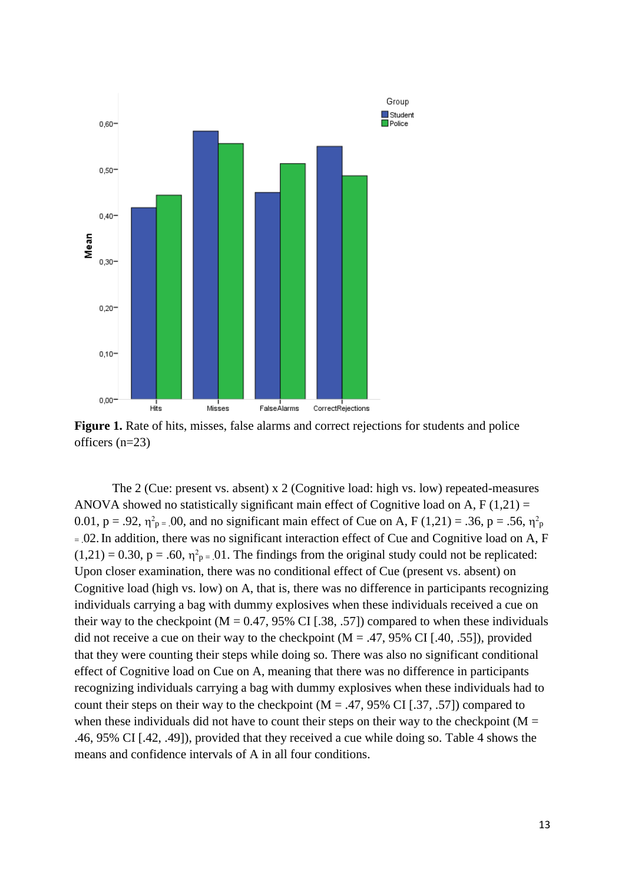Group
Student
Police

Mean

0,60
0,50
0,40
0,30
0,20
0,10
0,00

Hits
Misses
FalseAlarms
CorrectRejections

**Figure 1.** Rate of hits, misses, false alarms and correct rejections for students and police officers (n=23)

The 2 (Cue: present vs. absent) x 2 (Cognitive load: high vs. low) repeated-measures ANOVA showed no statistically significant main effect of Cognitive load on A, $F(1,21) = 0.01$, $p = .92$, $\eta^2_p = .00$, and no significant main effect of Cue on A, $F(1,21) = .36$, $p = .56$, $\eta^2_p = .02$. In addition, there was no significant interaction effect of Cue and Cognitive load on A, $F(1,21) = 0.30$, $p = .60$, $\eta^2_p = .01$. The findings from the original study could not be replicated: Upon closer examination, there was no conditional effect of Cue (present vs. absent) on Cognitive load (high vs. low) on A, that is, there was no difference in participants recognizing individuals carrying a bag with dummy explosives when these individuals received a cue on their way to the checkpoint ($M = 0.47$, 95% CI [.38, .57]) compared to when these individuals did not receive a cue on their way to the checkpoint ($M = .47$, 95% CI [.40, .55]), provided that they were counting their steps while doing so. There was also no significant conditional effect of Cognitive load on Cue on A, meaning that there was no difference in participants recognizing individuals carrying a bag with dummy explosives when these individuals had to count their steps on their way to the checkpoint ($M = .47$, 95% CI [.37, .57]) compared to when these individuals did not have to count their steps on their way to the checkpoint ($M = .46$, 95% CI [.42, .49]), provided that they received a cue while doing so. Table 4 shows the means and confidence intervals of A in all four conditions.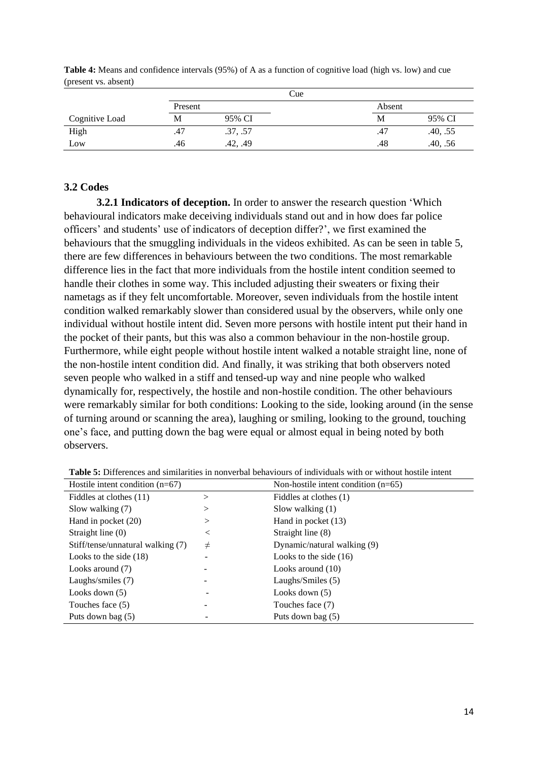**Table 4:** Means and confidence intervals (95%) of A as a function of cognitive load (high vs. low) and cue (present vs. absent)

| | Cue | | | |
|---|---|---|---|---|
| | Present | | Absent | |
| Cognitive Load | M | 95% CI | M | 95% CI |
| High | .47 | .37, .57 | .47 | .40, .55 |
| Low | .46 | .42, .49 | .48 | .40, .56 |

### 3.2 Codes

**3.2.1 Indicators of deception.** In order to answer the research question 'Which behavioural indicators make deceiving individuals stand out and in how does far police officers' and students' use of indicators of deception differ?', we first examined the behaviours that the smuggling individuals in the videos exhibited. As can be seen in table 5, there are few differences in behaviours between the two conditions. The most remarkable difference lies in the fact that more individuals from the hostile intent condition seemed to handle their clothes in some way. This included adjusting their sweaters or fixing their nametags as if they felt uncomfortable. Moreover, seven individuals from the hostile intent condition walked remarkably slower than considered usual by the observers, while only one individual without hostile intent did. Seven more persons with hostile intent put their hand in the pocket of their pants, but this was also a common behaviour in the non-hostile group. Furthermore, while eight people without hostile intent walked a notable straight line, none of the non-hostile intent condition did. And finally, it was striking that both observers noted seven people who walked in a stiff and tensed-up way and nine people who walked dynamically for, respectively, the hostile and non-hostile condition. The other behaviours were remarkably similar for both conditions: Looking to the side, looking around (in the sense of turning around or scanning the area), laughing or smiling, looking to the ground, touching one's face, and putting down the bag were equal or almost equal in being noted by both observers.

**Table 5:** Differences and similarities in nonverbal behaviours of individuals with or without hostile intent

| Hostile intent condition (n=67) | | Non-hostile intent condition (n=65) |
|---|---|---|
| Fiddles at clothes (11) | > | Fiddles at clothes (1) |
| Slow walking (7) | > | Slow walking (1) |
| Hand in pocket (20) | > | Hand in pocket (13) |
| Straight line (0) | < | Straight line (8) |
| Stiff/tense/unnatural walking (7) | ≠ | Dynamic/natural walking (9) |
| Looks to the side (18) | - | Looks to the side (16) |
| Looks around (7) | - | Looks around (10) |
| Laughs/smiles (7) | - | Laughs/Smiles (5) |
| Looks down (5) | - | Looks down (5) |
| Touches face (5) | - | Touches face (7) |
| Puts down bag (5) | - | Puts down bag (5) |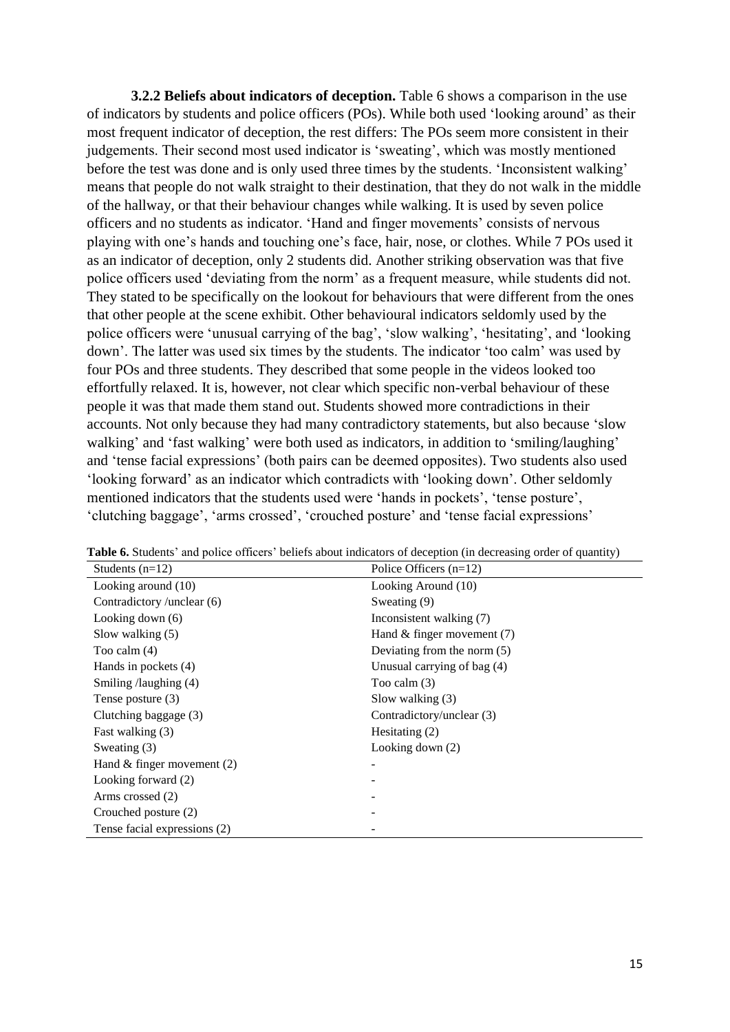**3.2.2 Beliefs about indicators of deception.** Table 6 shows a comparison in the use of indicators by students and police officers (POs). While both used 'looking around' as their most frequent indicator of deception, the rest differs: The POs seem more consistent in their judgements. Their second most used indicator is 'sweating', which was mostly mentioned before the test was done and is only used three times by the students. 'Inconsistent walking' means that people do not walk straight to their destination, that they do not walk in the middle of the hallway, or that their behaviour changes while walking. It is used by seven police officers and no students as indicator. 'Hand and finger movements' consists of nervous playing with one's hands and touching one's face, hair, nose, or clothes. While 7 POs used it as an indicator of deception, only 2 students did. Another striking observation was that five police officers used 'deviating from the norm' as a frequent measure, while students did not. They stated to be specifically on the lookout for behaviours that were different from the ones that other people at the scene exhibit. Other behavioural indicators seldomly used by the police officers were 'unusual carrying of the bag', 'slow walking', 'hesitating', and 'looking down'. The latter was used six times by the students. The indicator 'too calm' was used by four POs and three students. They described that some people in the videos looked too effortfully relaxed. It is, however, not clear which specific non-verbal behaviour of these people it was that made them stand out. Students showed more contradictions in their accounts. Not only because they had many contradictory statements, but also because 'slow walking' and 'fast walking' were both used as indicators, in addition to 'smiling/laughing' and 'tense facial expressions' (both pairs can be deemed opposites). Two students also used 'looking forward' as an indicator which contradicts with 'looking down'. Other seldomly mentioned indicators that the students used were 'hands in pockets', 'tense posture', 'clutching baggage', 'arms crossed', 'crouched posture' and 'tense facial expressions'

**Table 6.** Students' and police officers' beliefs about indicators of deception (in decreasing order of quantity)

| Students (n=12) | Police Officers (n=12) |
| --- | --- |
| Looking around (10) | Looking Around (10) |
| Contradictory /unclear (6) | Sweating (9) |
| Looking down (6) | Inconsistent walking (7) |
| Slow walking (5) | Hand & finger movement (7) |
| Too calm (4) | Deviating from the norm (5) |
| Hands in pockets (4) | Unusual carrying of bag (4) |
| Smiling /laughing (4) | Too calm (3) |
| Tense posture (3) | Slow walking (3) |
| Clutching baggage (3) | Contradictory/unclear (3) |
| Fast walking (3) | Hesitating (2) |
| Sweating (3) | Looking down (2) |
| Hand & finger movement (2) | - |
| Looking forward (2) | - |
| Arms crossed (2) | - |
| Crouched posture (2) | - |
| Tense facial expressions (2) | - |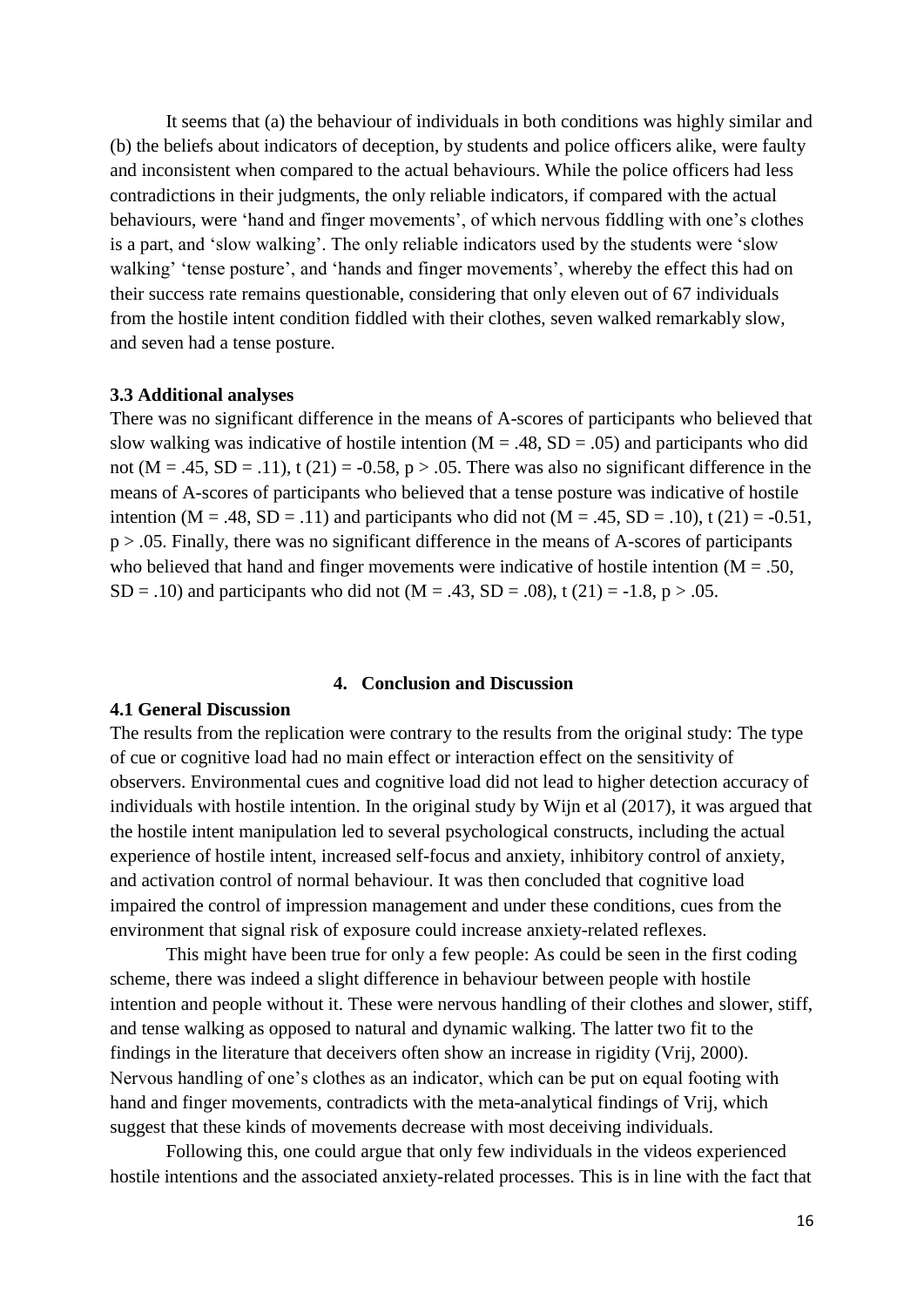It seems that (a) the behaviour of individuals in both conditions was highly similar and (b) the beliefs about indicators of deception, by students and police officers alike, were faulty and inconsistent when compared to the actual behaviours. While the police officers had less contradictions in their judgments, the only reliable indicators, if compared with the actual behaviours, were 'hand and finger movements', of which nervous fiddling with one's clothes is a part, and 'slow walking'. The only reliable indicators used by the students were 'slow walking' 'tense posture', and 'hands and finger movements', whereby the effect this had on their success rate remains questionable, considering that only eleven out of 67 individuals from the hostile intent condition fiddled with their clothes, seven walked remarkably slow, and seven had a tense posture.

### 3.3 Additional analyses

There was no significant difference in the means of A-scores of participants who believed that slow walking was indicative of hostile intention ($M = .48$, $SD = .05$) and participants who did not ($M = .45$, $SD = .11$), $t(21) = -0.58$, $p > .05$. There was also no significant difference in the means of A-scores of participants who believed that a tense posture was indicative of hostile intention ($M = .48$, $SD = .11$) and participants who did not ($M = .45$, $SD = .10$), $t(21) = -0.51$, $p > .05$. Finally, there was no significant difference in the means of A-scores of participants who believed that hand and finger movements were indicative of hostile intention ($M = .50$, $SD = .10$) and participants who did not ($M = .43$, $SD = .08$), $t(21) = -1.8$, $p > .05$.

## 4. Conclusion and Discussion

### 4.1 General Discussion

The results from the replication were contrary to the results from the original study: The type of cue or cognitive load had no main effect or interaction effect on the sensitivity of observers. Environmental cues and cognitive load did not lead to higher detection accuracy of individuals with hostile intention. In the original study by Wijn et al (2017), it was argued that the hostile intent manipulation led to several psychological constructs, including the actual experience of hostile intent, increased self-focus and anxiety, inhibitory control of anxiety, and activation control of normal behaviour. It was then concluded that cognitive load impaired the control of impression management and under these conditions, cues from the environment that signal risk of exposure could increase anxiety-related reflexes.

This might have been true for only a few people: As could be seen in the first coding scheme, there was indeed a slight difference in behaviour between people with hostile intention and people without it. These were nervous handling of their clothes and slower, stiff, and tense walking as opposed to natural and dynamic walking. The latter two fit to the findings in the literature that deceivers often show an increase in rigidity (Vrij, 2000). Nervous handling of one's clothes as an indicator, which can be put on equal footing with hand and finger movements, contradicts with the meta-analytical findings of Vrij, which suggest that these kinds of movements decrease with most deceiving individuals.

Following this, one could argue that only few individuals in the videos experienced hostile intentions and the associated anxiety-related processes. This is in line with the fact that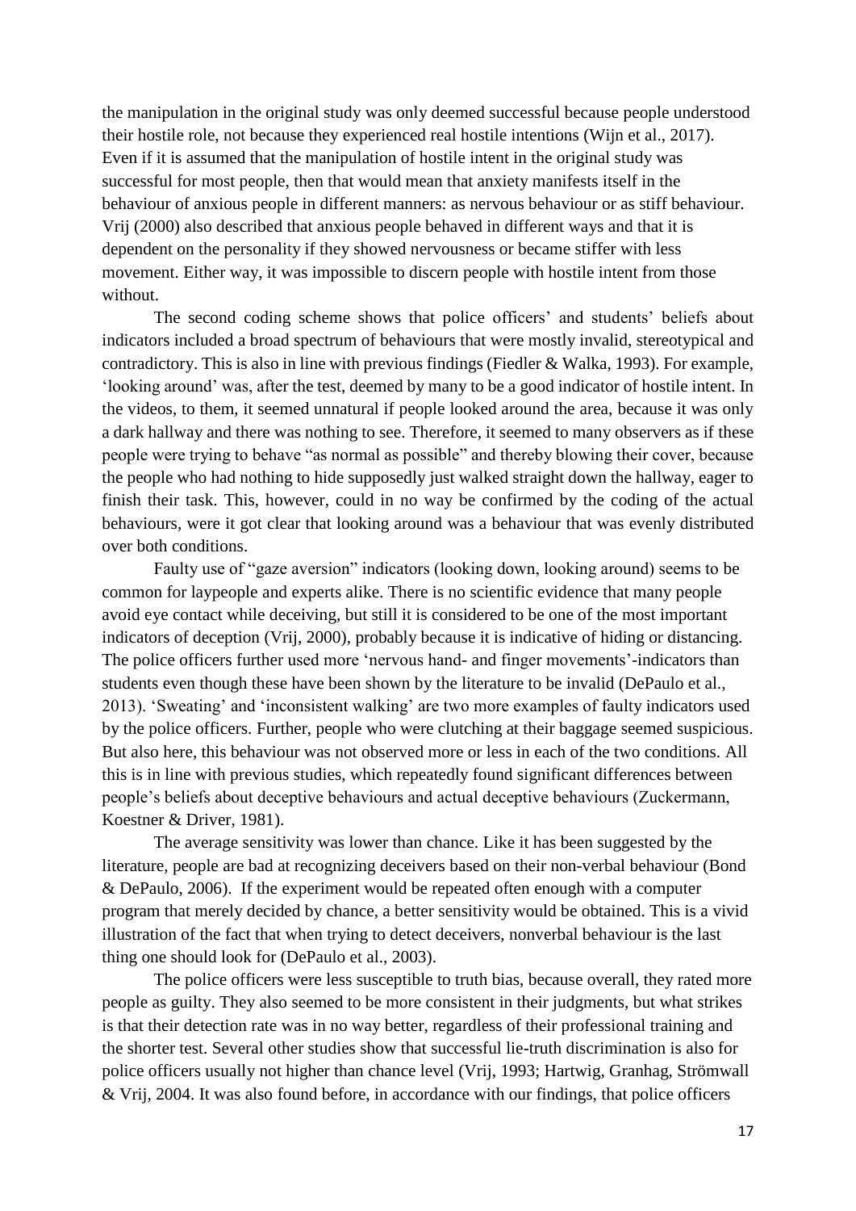the manipulation in the original study was only deemed successful because people understood their hostile role, not because they experienced real hostile intentions (Wijn et al., 2017). Even if it is assumed that the manipulation of hostile intent in the original study was successful for most people, then that would mean that anxiety manifests itself in the behaviour of anxious people in different manners: as nervous behaviour or as stiff behaviour. Vrij (2000) also described that anxious people behaved in different ways and that it is dependent on the personality if they showed nervousness or became stiffer with less movement. Either way, it was impossible to discern people with hostile intent from those without.

The second coding scheme shows that police officers' and students' beliefs about indicators included a broad spectrum of behaviours that were mostly invalid, stereotypical and contradictory. This is also in line with previous findings (Fiedler & Walka, 1993). For example, 'looking around' was, after the test, deemed by many to be a good indicator of hostile intent. In the videos, to them, it seemed unnatural if people looked around the area, because it was only a dark hallway and there was nothing to see. Therefore, it seemed to many observers as if these people were trying to behave "as normal as possible" and thereby blowing their cover, because the people who had nothing to hide supposedly just walked straight down the hallway, eager to finish their task. This, however, could in no way be confirmed by the coding of the actual behaviours, were it got clear that looking around was a behaviour that was evenly distributed over both conditions.

Faulty use of "gaze aversion" indicators (looking down, looking around) seems to be common for laypeople and experts alike. There is no scientific evidence that many people avoid eye contact while deceiving, but still it is considered to be one of the most important indicators of deception (Vrij, 2000), probably because it is indicative of hiding or distancing. The police officers further used more 'nervous hand- and finger movements'-indicators than students even though these have been shown by the literature to be invalid (DePaulo et al., 2013). 'Sweating' and 'inconsistent walking' are two more examples of faulty indicators used by the police officers. Further, people who were clutching at their baggage seemed suspicious. But also here, this behaviour was not observed more or less in each of the two conditions. All this is in line with previous studies, which repeatedly found significant differences between people's beliefs about deceptive behaviours and actual deceptive behaviours (Zuckermann, Koestner & Driver, 1981).

The average sensitivity was lower than chance. Like it has been suggested by the literature, people are bad at recognizing deceivers based on their non-verbal behaviour (Bond & DePaulo, 2006). If the experiment would be repeated often enough with a computer program that merely decided by chance, a better sensitivity would be obtained. This is a vivid illustration of the fact that when trying to detect deceivers, nonverbal behaviour is the last thing one should look for (DePaulo et al., 2003).

The police officers were less susceptible to truth bias, because overall, they rated more people as guilty. They also seemed to be more consistent in their judgments, but what strikes is that their detection rate was in no way better, regardless of their professional training and the shorter test. Several other studies show that successful lie-truth discrimination is also for police officers usually not higher than chance level (Vrij, 1993; Hartwig, Granhag, Strömwall & Vrij, 2004. It was also found before, in accordance with our findings, that police officers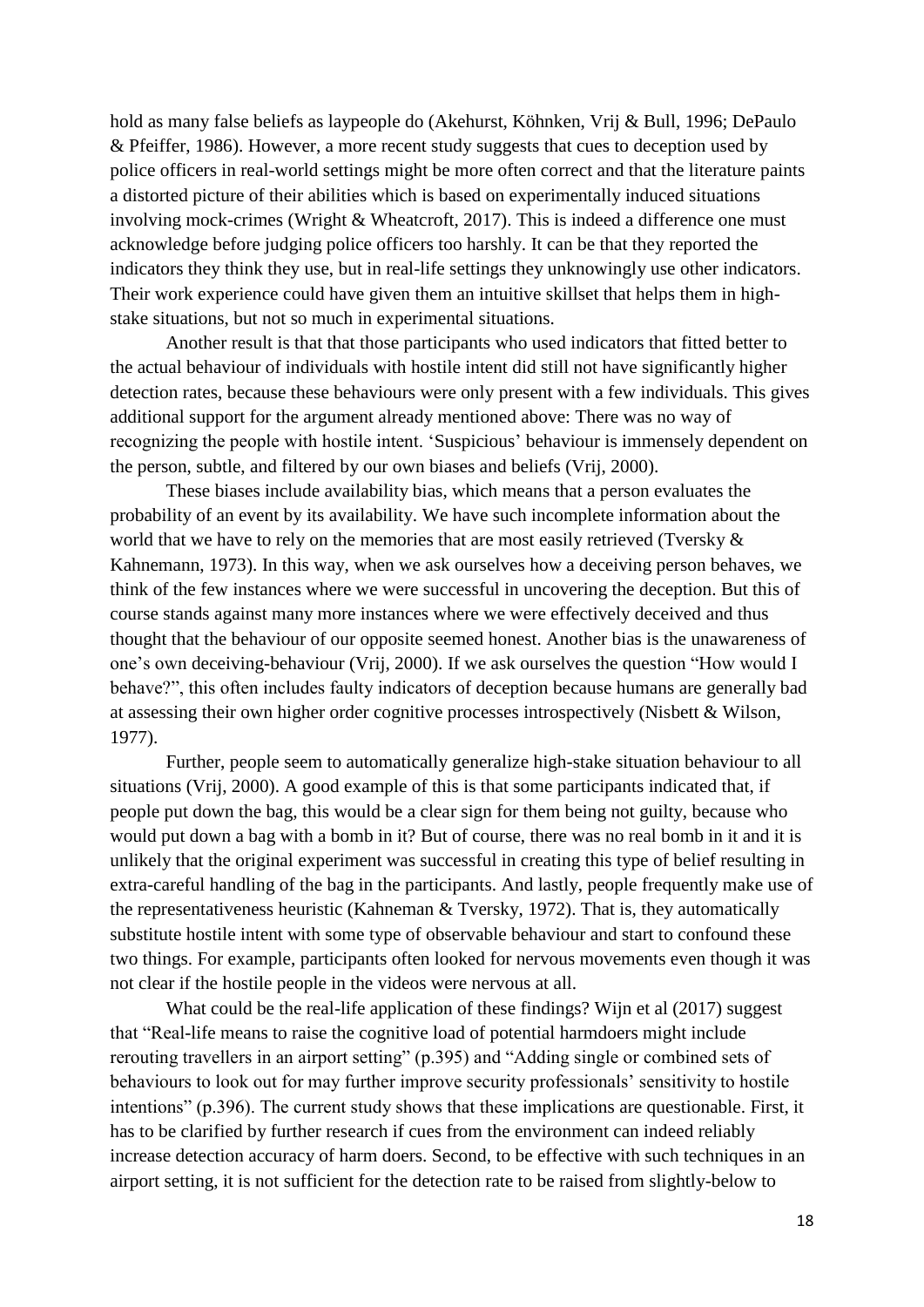hold as many false beliefs as laypeople do (Akehurst, Köhnken, Vrij & Bull, 1996; DePaulo & Pfeiffer, 1986). However, a more recent study suggests that cues to deception used by police officers in real-world settings might be more often correct and that the literature paints a distorted picture of their abilities which is based on experimentally induced situations involving mock-crimes (Wright & Wheatcroft, 2017). This is indeed a difference one must acknowledge before judging police officers too harshly. It can be that they reported the indicators they think they use, but in real-life settings they unknowingly use other indicators. Their work experience could have given them an intuitive skillset that helps them in high-stake situations, but not so much in experimental situations.

Another result is that that those participants who used indicators that fitted better to the actual behaviour of individuals with hostile intent did still not have significantly higher detection rates, because these behaviours were only present with a few individuals. This gives additional support for the argument already mentioned above: There was no way of recognizing the people with hostile intent. 'Suspicious' behaviour is immensely dependent on the person, subtle, and filtered by our own biases and beliefs (Vrij, 2000).

These biases include availability bias, which means that a person evaluates the probability of an event by its availability. We have such incomplete information about the world that we have to rely on the memories that are most easily retrieved (Tversky & Kahnemann, 1973). In this way, when we ask ourselves how a deceiving person behaves, we think of the few instances where we were successful in uncovering the deception. But this of course stands against many more instances where we were effectively deceived and thus thought that the behaviour of our opposite seemed honest. Another bias is the unawareness of one's own deceiving-behaviour (Vrij, 2000). If we ask ourselves the question "How would I behave?", this often includes faulty indicators of deception because humans are generally bad at assessing their own higher order cognitive processes introspectively (Nisbett & Wilson, 1977).

Further, people seem to automatically generalize high-stake situation behaviour to all situations (Vrij, 2000). A good example of this is that some participants indicated that, if people put down the bag, this would be a clear sign for them being not guilty, because who would put down a bag with a bomb in it? But of course, there was no real bomb in it and it is unlikely that the original experiment was successful in creating this type of belief resulting in extra-careful handling of the bag in the participants. And lastly, people frequently make use of the representativeness heuristic (Kahneman & Tversky, 1972). That is, they automatically substitute hostile intent with some type of observable behaviour and start to confound these two things. For example, participants often looked for nervous movements even though it was not clear if the hostile people in the videos were nervous at all.

What could be the real-life application of these findings? Wijn et al (2017) suggest that "Real-life means to raise the cognitive load of potential harmdoers might include rerouting travellers in an airport setting" (p.395) and "Adding single or combined sets of behaviours to look out for may further improve security professionals' sensitivity to hostile intentions" (p.396). The current study shows that these implications are questionable. First, it has to be clarified by further research if cues from the environment can indeed reliably increase detection accuracy of harm doers. Second, to be effective with such techniques in an airport setting, it is not sufficient for the detection rate to be raised from slightly-below to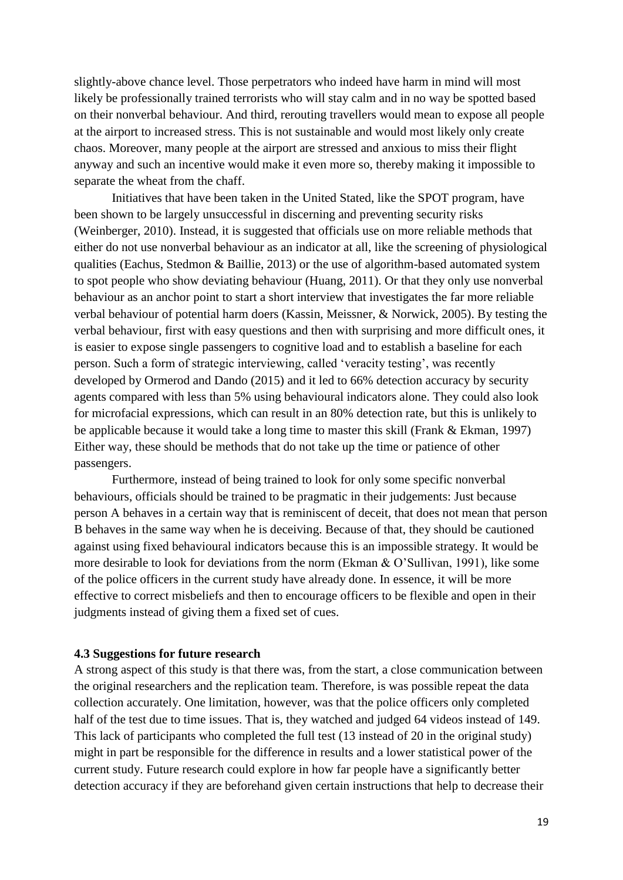slightly-above chance level. Those perpetrators who indeed have harm in mind will most likely be professionally trained terrorists who will stay calm and in no way be spotted based on their nonverbal behaviour. And third, rerouting travellers would mean to expose all people at the airport to increased stress. This is not sustainable and would most likely only create chaos. Moreover, many people at the airport are stressed and anxious to miss their flight anyway and such an incentive would make it even more so, thereby making it impossible to separate the wheat from the chaff.

Initiatives that have been taken in the United Stated, like the SPOT program, have been shown to be largely unsuccessful in discerning and preventing security risks (Weinberger, 2010). Instead, it is suggested that officials use on more reliable methods that either do not use nonverbal behaviour as an indicator at all, like the screening of physiological qualities (Eachus, Stedmon & Baillie, 2013) or the use of algorithm-based automated system to spot people who show deviating behaviour (Huang, 2011). Or that they only use nonverbal behaviour as an anchor point to start a short interview that investigates the far more reliable verbal behaviour of potential harm doers (Kassin, Meissner, & Norwick, 2005). By testing the verbal behaviour, first with easy questions and then with surprising and more difficult ones, it is easier to expose single passengers to cognitive load and to establish a baseline for each person. Such a form of strategic interviewing, called 'veracity testing', was recently developed by Ormerod and Dando (2015) and it led to 66% detection accuracy by security agents compared with less than 5% using behavioural indicators alone. They could also look for microfacial expressions, which can result in an 80% detection rate, but this is unlikely to be applicable because it would take a long time to master this skill (Frank & Ekman, 1997) Either way, these should be methods that do not take up the time or patience of other passengers.

Furthermore, instead of being trained to look for only some specific nonverbal behaviours, officials should be trained to be pragmatic in their judgements: Just because person A behaves in a certain way that is reminiscent of deceit, that does not mean that person B behaves in the same way when he is deceiving. Because of that, they should be cautioned against using fixed behavioural indicators because this is an impossible strategy. It would be more desirable to look for deviations from the norm (Ekman & O'Sullivan, 1991), like some of the police officers in the current study have already done. In essence, it will be more effective to correct misbeliefs and then to encourage officers to be flexible and open in their judgments instead of giving them a fixed set of cues.

### 4.3 Suggestions for future research

A strong aspect of this study is that there was, from the start, a close communication between the original researchers and the replication team. Therefore, is was possible repeat the data collection accurately. One limitation, however, was that the police officers only completed half of the test due to time issues. That is, they watched and judged 64 videos instead of 149. This lack of participants who completed the full test (13 instead of 20 in the original study) might in part be responsible for the difference in results and a lower statistical power of the current study. Future research could explore in how far people have a significantly better detection accuracy if they are beforehand given certain instructions that help to decrease their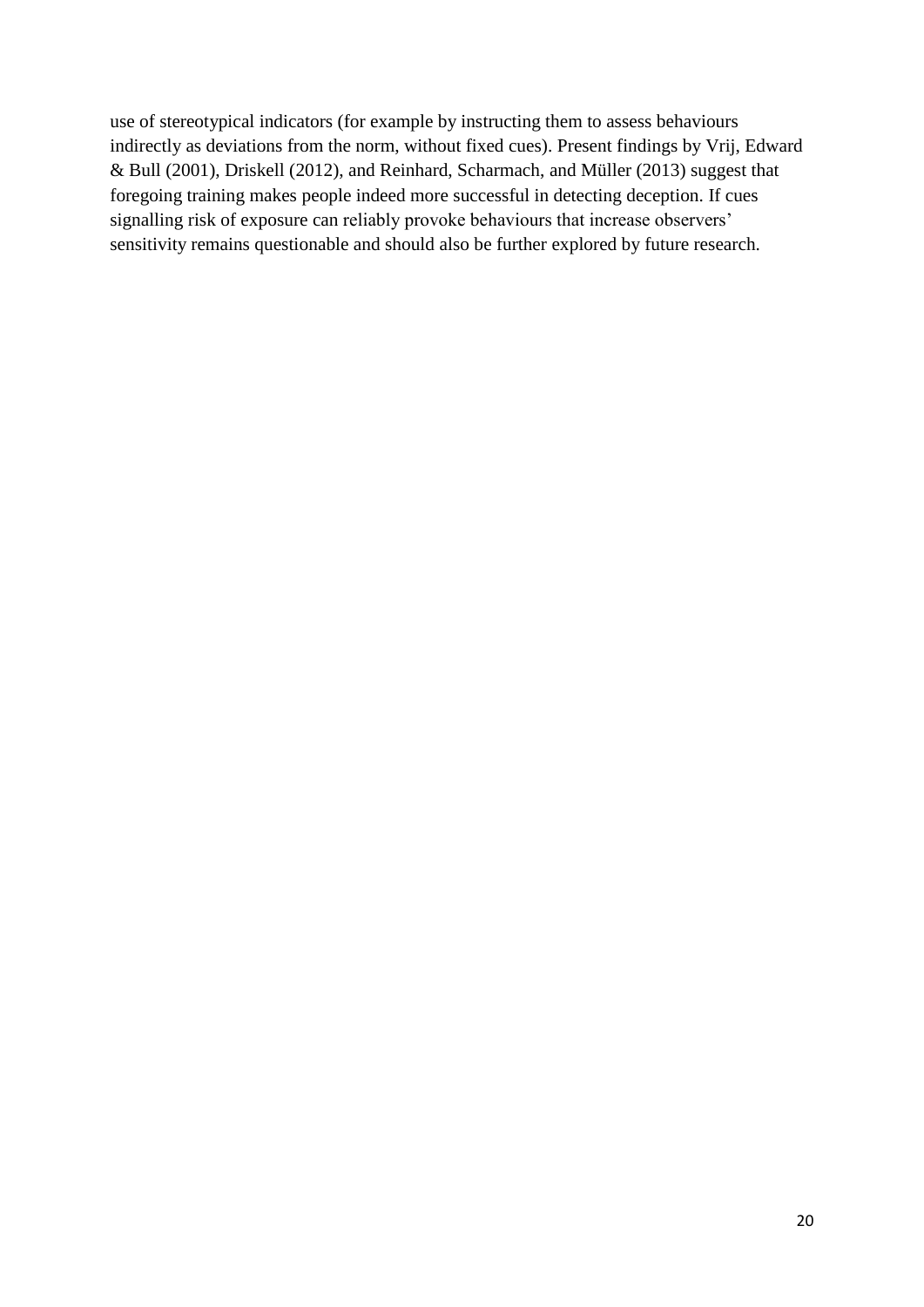use of stereotypical indicators (for example by instructing them to assess behaviours indirectly as deviations from the norm, without fixed cues). Present findings by Vrij, Edward & Bull (2001), Driskell (2012), and Reinhard, Scharmach, and Müller (2013) suggest that foregoing training makes people indeed more successful in detecting deception. If cues signalling risk of exposure can reliably provoke behaviours that increase observers' sensitivity remains questionable and should also be further explored by future research.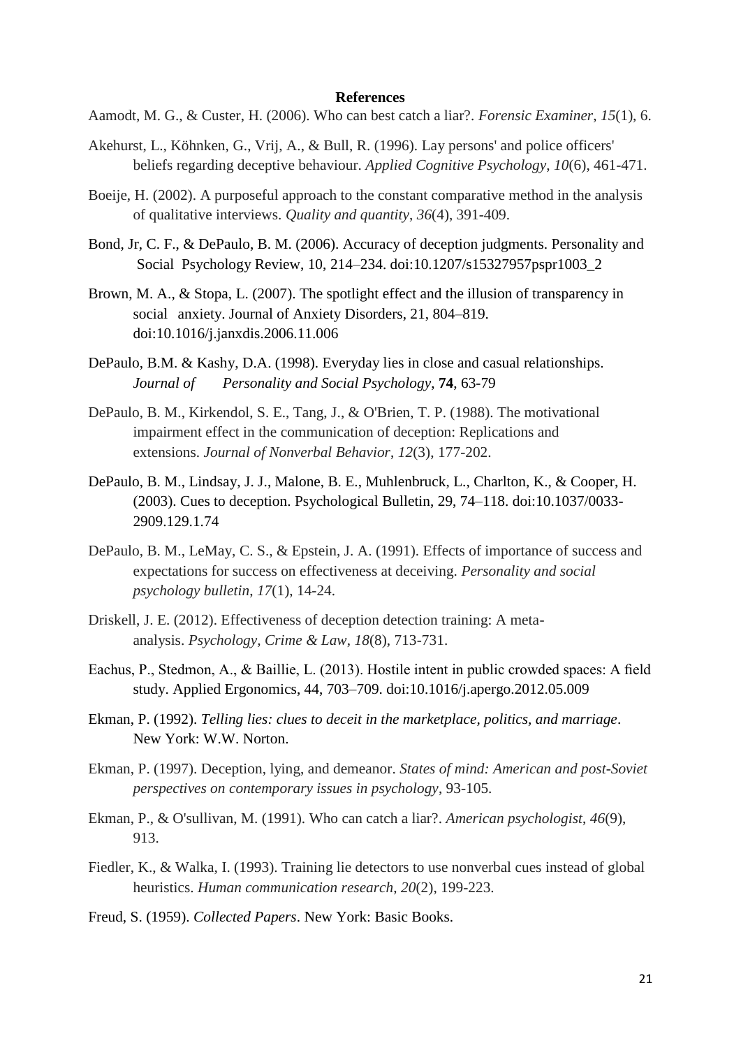**References**

Aamodt, M. G., & Custer, H. (2006). Who can best catch a liar?. *Forensic Examiner*, *15*(1), 6.

Akehurst, L., Köhnken, G., Vrij, A., & Bull, R. (1996). Lay persons' and police officers' beliefs regarding deceptive behaviour. *Applied Cognitive Psychology*, *10*(6), 461-471.

Boeije, H. (2002). A purposeful approach to the constant comparative method in the analysis of qualitative interviews. *Quality and quantity*, *36*(4), 391-409.

Bond, Jr, C. F., & DePaulo, B. M. (2006). Accuracy of deception judgments. Personality and Social Psychology Review, 10, 214–234. doi:10.1207/s15327957pspr1003_2

Brown, M. A., & Stopa, L. (2007). The spotlight effect and the illusion of transparency in social anxiety. Journal of Anxiety Disorders, 21, 804–819. doi:10.1016/j.janxdis.2006.11.006

DePaulo, B.M. & Kashy, D.A. (1998). Everyday lies in close and casual relationships. *Journal of Personality and Social Psychology*, **74**, 63-79

DePaulo, B. M., Kirkendol, S. E., Tang, J., & O'Brien, T. P. (1988). The motivational impairment effect in the communication of deception: Replications and extensions. *Journal of Nonverbal Behavior*, *12*(3), 177-202.

DePaulo, B. M., Lindsay, J. J., Malone, B. E., Muhlenbruck, L., Charlton, K., & Cooper, H. (2003). Cues to deception. Psychological Bulletin, 29, 74–118. doi:10.1037/0033-2909.129.1.74

DePaulo, B. M., LeMay, C. S., & Epstein, J. A. (1991). Effects of importance of success and expectations for success on effectiveness at deceiving. *Personality and social psychology bulletin*, *17*(1), 14-24.

Driskell, J. E. (2012). Effectiveness of deception detection training: A meta-analysis. *Psychology, Crime & Law*, *18*(8), 713-731.

Eachus, P., Stedmon, A., & Baillie, L. (2013). Hostile intent in public crowded spaces: A field study. Applied Ergonomics, 44, 703–709. doi:10.1016/j.apergo.2012.05.009

Ekman, P. (1992). *Telling lies: clues to deceit in the marketplace, politics, and marriage*. New York: W.W. Norton.

Ekman, P. (1997). Deception, lying, and demeanor. *States of mind: American and post-Soviet perspectives on contemporary issues in psychology*, 93-105.

Ekman, P., & O'sullivan, M. (1991). Who can catch a liar?. *American psychologist*, *46*(9), 913.

Fiedler, K., & Walka, I. (1993). Training lie detectors to use nonverbal cues instead of global heuristics. *Human communication research*, *20*(2), 199-223.

Freud, S. (1959). *Collected Papers*. New York: Basic Books.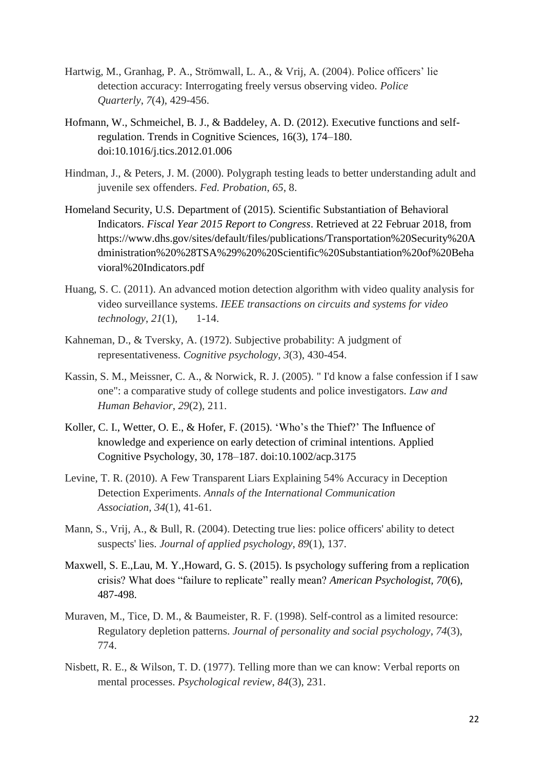Hartwig, M., Granhag, P. A., Strömwall, L. A., & Vrij, A. (2004). Police officers' lie detection accuracy: Interrogating freely versus observing video. *Police Quarterly*, *7*(4), 429-456.

Hofmann, W., Schmeichel, B. J., & Baddeley, A. D. (2012). Executive functions and self-regulation. Trends in Cognitive Sciences, 16(3), 174–180. doi:10.1016/j.tics.2012.01.006

Hindman, J., & Peters, J. M. (2000). Polygraph testing leads to better understanding adult and juvenile sex offenders. *Fed. Probation*, *65*, 8.

Homeland Security, U.S. Department of (2015). Scientific Substantiation of Behavioral Indicators. *Fiscal Year 2015 Report to Congress*. Retrieved at 22 Februar 2018, from https://www.dhs.gov/sites/default/files/publications/Transportation%20Security%20Administration%20%28TSA%29%20%20Scientific%20Substantiation%20of%20Behavioral%20Indicators.pdf

Huang, S. C. (2011). An advanced motion detection algorithm with video quality analysis for video surveillance systems. *IEEE transactions on circuits and systems for video technology*, *21*(1), 1-14.

Kahneman, D., & Tversky, A. (1972). Subjective probability: A judgment of representativeness. *Cognitive psychology*, *3*(3), 430-454.

Kassin, S. M., Meissner, C. A., & Norwick, R. J. (2005). " I'd know a false confession if I saw one": a comparative study of college students and police investigators. *Law and Human Behavior*, *29*(2), 211.

Koller, C. I., Wetter, O. E., & Hofer, F. (2015). 'Who's the Thief?' The Influence of knowledge and experience on early detection of criminal intentions. Applied Cognitive Psychology, 30, 178–187. doi:10.1002/acp.3175

Levine, T. R. (2010). A Few Transparent Liars Explaining 54% Accuracy in Deception Detection Experiments. *Annals of the International Communication Association*, *34*(1), 41-61.

Mann, S., Vrij, A., & Bull, R. (2004). Detecting true lies: police officers' ability to detect suspects' lies. *Journal of applied psychology*, *89*(1), 137.

Maxwell, S. E.,Lau, M. Y.,Howard, G. S. (2015). Is psychology suffering from a replication crisis? What does "failure to replicate" really mean? *American Psychologist, 70*(6), 487-498.

Muraven, M., Tice, D. M., & Baumeister, R. F. (1998). Self-control as a limited resource: Regulatory depletion patterns. *Journal of personality and social psychology*, *74*(3), 774.

Nisbett, R. E., & Wilson, T. D. (1977). Telling more than we can know: Verbal reports on mental processes. *Psychological review*, *84*(3), 231.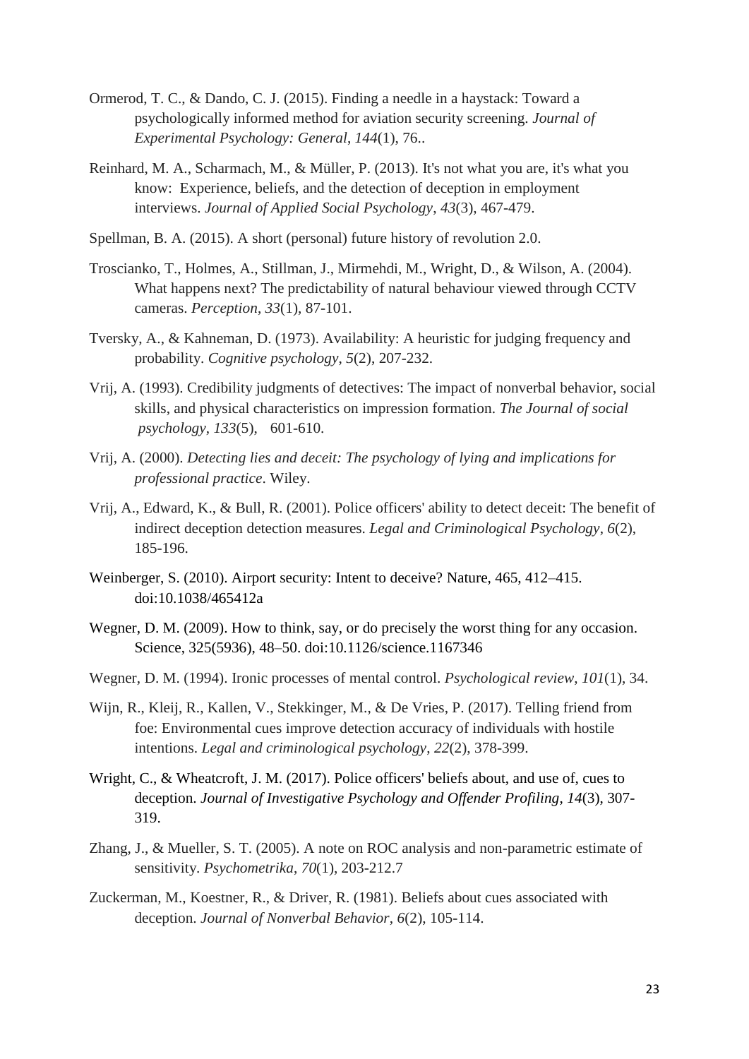Ormerod, T. C., & Dando, C. J. (2015). Finding a needle in a haystack: Toward a psychologically informed method for aviation security screening. *Journal of Experimental Psychology: General*, *144*(1), 76..

Reinhard, M. A., Scharmach, M., & Müller, P. (2013). It's not what you are, it's what you know: Experience, beliefs, and the detection of deception in employment interviews. *Journal of Applied Social Psychology*, *43*(3), 467-479.

Spellman, B. A. (2015). A short (personal) future history of revolution 2.0.

Troscianko, T., Holmes, A., Stillman, J., Mirmehdi, M., Wright, D., & Wilson, A. (2004). What happens next? The predictability of natural behaviour viewed through CCTV cameras. *Perception*, *33*(1), 87-101.

Tversky, A., & Kahneman, D. (1973). Availability: A heuristic for judging frequency and probability. *Cognitive psychology*, *5*(2), 207-232.

Vrij, A. (1993). Credibility judgments of detectives: The impact of nonverbal behavior, social skills, and physical characteristics on impression formation. *The Journal of social psychology*, *133*(5), 601-610.

Vrij, A. (2000). *Detecting lies and deceit: The psychology of lying and implications for professional practice*. Wiley.

Vrij, A., Edward, K., & Bull, R. (2001). Police officers' ability to detect deceit: The benefit of indirect deception detection measures. *Legal and Criminological Psychology*, *6*(2), 185-196.

Weinberger, S. (2010). Airport security: Intent to deceive? Nature, 465, 412–415. doi:10.1038/465412a

Wegner, D. M. (2009). How to think, say, or do precisely the worst thing for any occasion. Science, 325(5936), 48–50. doi:10.1126/science.1167346

Wegner, D. M. (1994). Ironic processes of mental control. *Psychological review*, *101*(1), 34.

Wijn, R., Kleij, R., Kallen, V., Stekkinger, M., & De Vries, P. (2017). Telling friend from foe: Environmental cues improve detection accuracy of individuals with hostile intentions. *Legal and criminological psychology*, *22*(2), 378-399.

Wright, C., & Wheatcroft, J. M. (2017). Police officers' beliefs about, and use of, cues to deception. *Journal of Investigative Psychology and Offender Profiling*, *14*(3), 307-319.

Zhang, J., & Mueller, S. T. (2005). A note on ROC analysis and non-parametric estimate of sensitivity. *Psychometrika*, *70*(1), 203-212.7

Zuckerman, M., Koestner, R., & Driver, R. (1981). Beliefs about cues associated with deception. *Journal of Nonverbal Behavior*, *6*(2), 105-114.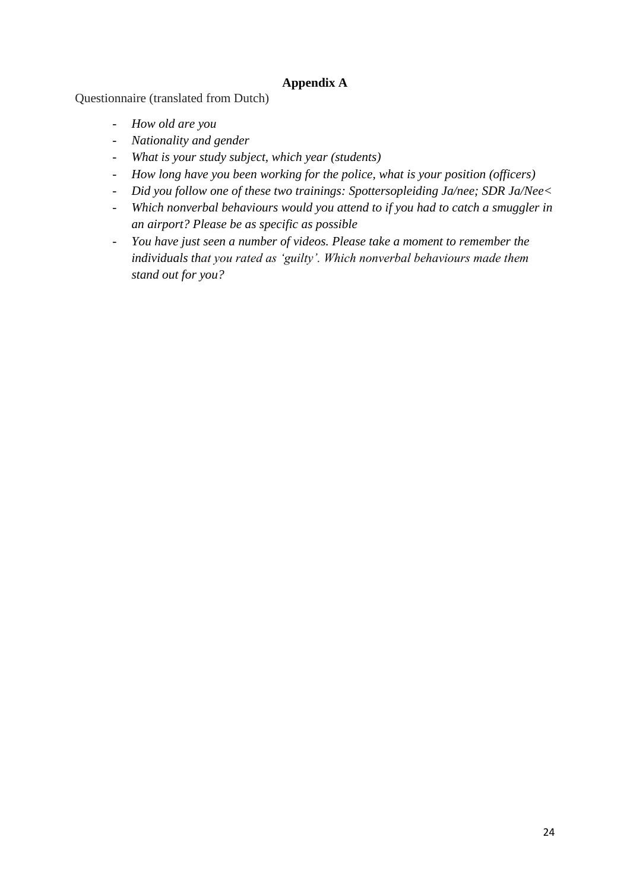# Appendix A

Questionnaire (translated from Dutch)

- *How old are you*
- *Nationality and gender*
- *What is your study subject, which year (students)*
- *How long have you been working for the police, what is your position (officers)*
- *Did you follow one of these two trainings: Spottersopleiding Ja/nee; SDR Ja/Nee<*
- *Which nonverbal behaviours would you attend to if you had to catch a smuggler in an airport? Please be as specific as possible*
- *You have just seen a number of videos. Please take a moment to remember the individuals that you rated as 'guilty'. Which nonverbal behaviours made them stand out for you?*